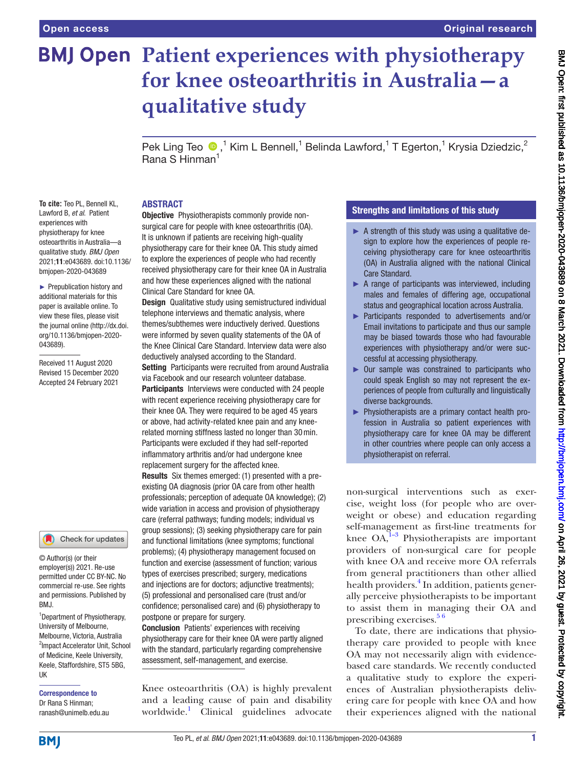# Patient experiences with physiotherapy for knee osteoarthritis in Australia—a qualitative study

Pek Ling Teo,[1] Kim L Bennell,[1] Belinda Lawford,[1] T Egerton,[1] Krysia Dziedzic,[2] Rana S Hinman[1]

**To cite:** Teo PL, Bennell KL, Lawford B, *et al*. Patient experiences with physiotherapy for knee osteoarthritis in Australia—a qualitative study. *BMJ Open* 2021;**11**:e043689. doi:10.1136/bmjopen-2020-043689

► Prepublication history and additional materials for this paper is available online. To view these files, please visit the journal online (http://dx.doi.org/10.1136/bmjopen-2020-043689).

Received 11 August 2020
Revised 15 December 2020
Accepted 24 February 2021

© Author(s) (or their employer(s)) 2021. Re-use permitted under CC BY-NC. No commercial re-use. See rights and permissions. Published by BMJ.

[1]Department of Physiotherapy, University of Melbourne, Melbourne, Victoria, Australia
[2]Impact Accelerator Unit, School of Medicine, Keele University, Keele, Staffordshire, ST5 5BG, UK

**Correspondence to**
Dr Rana S Hinman; ranash@unimelb.edu.au

## ABSTRACT

**Objective** Physiotherapists commonly provide non-surgical care for people with knee osteoarthritis (OA). It is unknown if patients are receiving high-quality physiotherapy care for their knee OA. This study aimed to explore the experiences of people who had recently received physiotherapy care for their knee OA in Australia and how these experiences aligned with the national Clinical Care Standard for knee OA.

**Design** Qualitative study using semistructured individual telephone interviews and thematic analysis, where themes/subthemes were inductively derived. Questions were informed by seven quality statements of the OA of the Knee Clinical Care Standard. Interview data were also deductively analysed according to the Standard.

**Setting** Participants were recruited from around Australia via Facebook and our research volunteer database.

**Participants** Interviews were conducted with 24 people with recent experience receiving physiotherapy care for their knee OA. They were required to be aged 45 years or above, had activity-related knee pain and any knee-related morning stiffness lasted no longer than 30 min. Participants were excluded if they had self-reported inflammatory arthritis and/or had undergone knee replacement surgery for the affected knee.

**Results** Six themes emerged: (1) presented with a pre-existing OA diagnosis (prior OA care from other health professionals; perception of adequate OA knowledge); (2) wide variation in access and provision of physiotherapy care (referral pathways; funding models; individual vs group sessions); (3) seeking physiotherapy care for pain and functional limitations (knee symptoms; functional problems); (4) physiotherapy management focused on function and exercise (assessment of function; various types of exercises prescribed; surgery, medications and injections are for doctors; adjunctive treatments); (5) professional and personalised care (trust and/or confidence; personalised care) and (6) physiotherapy to postpone or prepare for surgery.

**Conclusion** Patients' experiences with receiving physiotherapy care for their knee OA were partly aligned with the standard, particularly regarding comprehensive assessment, self-management, and exercise.

## Strengths and limitations of this study

- ► A strength of this study was using a qualitative design to explore how the experiences of people receiving physiotherapy care for knee osteoarthritis (OA) in Australia aligned with the national Clinical Care Standard.
- ► A range of participants was interviewed, including males and females of differing age, occupational status and geographical location across Australia.
- ► Participants responded to advertisements and/or Email invitations to participate and thus our sample may be biased towards those who had favourable experiences with physiotherapy and/or were successful at accessing physiotherapy.
- ► Our sample was constrained to participants who could speak English so may not represent the experiences of people from culturally and linguistically diverse backgrounds.
- ► Physiotherapists are a primary contact health profession in Australia so patient experiences with physiotherapy care for knee OA may be different in other countries where people can only access a physiotherapist on referral.

Knee osteoarthritis (OA) is highly prevalent and a leading cause of pain and disability worldwide.[1] Clinical guidelines advocate non-surgical interventions such as exercise, weight loss (for people who are overweight or obese) and education regarding self-management as first-line treatments for knee OA.[1–3] Physiotherapists are important providers of non-surgical care for people with knee OA and receive more OA referrals from general practitioners than other allied health providers.[4] In addition, patients generally perceive physiotherapists to be important to assist them in managing their OA and prescribing exercises.[5,6]

To date, there are indications that physiotherapy care provided to people with knee OA may not necessarily align with evidence-based care standards. We recently conducted a qualitative study to explore the experiences of Australian physiotherapists delivering care for people with knee OA and how their experiences aligned with the national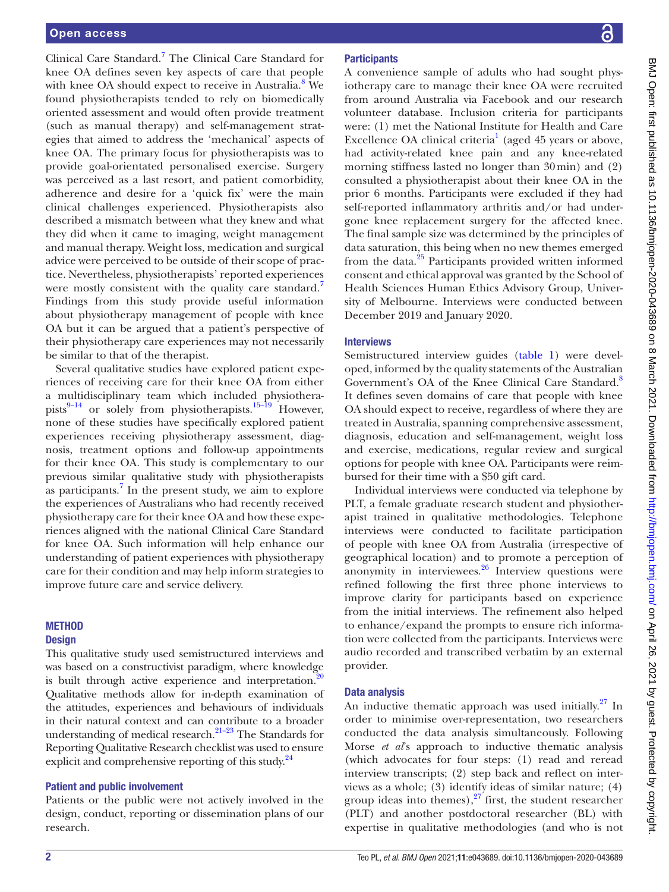Clinical Care Standard.[7] The Clinical Care Standard for knee OA defines seven key aspects of care that people with knee OA should expect to receive in Australia.[8] We found physiotherapists tended to rely on biomedically oriented assessment and would often provide treatment (such as manual therapy) and self-management strategies that aimed to address the 'mechanical' aspects of knee OA. The primary focus for physiotherapists was to provide goal-orientated personalised exercise. Surgery was perceived as a last resort, and patient comorbidity, adherence and desire for a 'quick fix' were the main clinical challenges experienced. Physiotherapists also described a mismatch between what they knew and what they did when it came to imaging, weight management and manual therapy. Weight loss, medication and surgical advice were perceived to be outside of their scope of practice. Nevertheless, physiotherapists' reported experiences were mostly consistent with the quality care standard.[7] Findings from this study provide useful information about physiotherapy management of people with knee OA but it can be argued that a patient's perspective of their physiotherapy care experiences may not necessarily be similar to that of the therapist.

Several qualitative studies have explored patient experiences of receiving care for their knee OA from either a multidisciplinary team which included physiotherapists[9–14] or solely from physiotherapists.[15–19] However, none of these studies have specifically explored patient experiences receiving physiotherapy assessment, diagnosis, treatment options and follow-up appointments for their knee OA. This study is complementary to our previous similar qualitative study with physiotherapists as participants.[7] In the present study, we aim to explore the experiences of Australians who had recently received physiotherapy care for their knee OA and how these experiences aligned with the national Clinical Care Standard for knee OA. Such information will help enhance our understanding of patient experiences with physiotherapy care for their condition and may help inform strategies to improve future care and service delivery.

## METHOD

### Design

This qualitative study used semistructured interviews and was based on a constructivist paradigm, where knowledge is built through active experience and interpretation.[20] Qualitative methods allow for in-depth examination of the attitudes, experiences and behaviours of individuals in their natural context and can contribute to a broader understanding of medical research.[21–23] The Standards for Reporting Qualitative Research checklist was used to ensure explicit and comprehensive reporting of this study.[24]

### Patient and public involvement

Patients or the public were not actively involved in the design, conduct, reporting or dissemination plans of our research.

### Participants

A convenience sample of adults who had sought physiotherapy care to manage their knee OA were recruited from around Australia via Facebook and our research volunteer database. Inclusion criteria for participants were: (1) met the National Institute for Health and Care Excellence OA clinical criteria[1] (aged 45 years or above, had activity-related knee pain and any knee-related morning stiffness lasted no longer than 30 min) and (2) consulted a physiotherapist about their knee OA in the prior 6 months. Participants were excluded if they had self-reported inflammatory arthritis and/or had undergone knee replacement surgery for the affected knee. The final sample size was determined by the principles of data saturation, this being when no new themes emerged from the data.[25] Participants provided written informed consent and ethical approval was granted by the School of Health Sciences Human Ethics Advisory Group, University of Melbourne. Interviews were conducted between December 2019 and January 2020.

### Interviews

Semistructured interview guides (table 1) were developed, informed by the quality statements of the Australian Government's OA of the Knee Clinical Care Standard.[8] It defines seven domains of care that people with knee OA should expect to receive, regardless of where they are treated in Australia, spanning comprehensive assessment, diagnosis, education and self-management, weight loss and exercise, medications, regular review and surgical options for people with knee OA. Participants were reimbursed for their time with a $50 gift card.

Individual interviews were conducted via telephone by PLT, a female graduate research student and physiotherapist trained in qualitative methodologies. Telephone interviews were conducted to facilitate participation of people with knee OA from Australia (irrespective of geographical location) and to promote a perception of anonymity in interviewees.[26] Interview questions were refined following the first three phone interviews to improve clarity for participants based on experience from the initial interviews. The refinement also helped to enhance/expand the prompts to ensure rich information were collected from the participants. Interviews were audio recorded and transcribed verbatim by an external provider.

### Data analysis

An inductive thematic approach was used initially.[27] In order to minimise over-representation, two researchers conducted the data analysis simultaneously. Following Morse *et al*'s approach to inductive thematic analysis (which advocates for four steps: (1) read and reread interview transcripts; (2) step back and reflect on interviews as a whole; (3) identify ideas of similar nature; (4) group ideas into themes),[27] first, the student researcher (PLT) and another postdoctoral researcher (BL) with expertise in qualitative methodologies (and who is not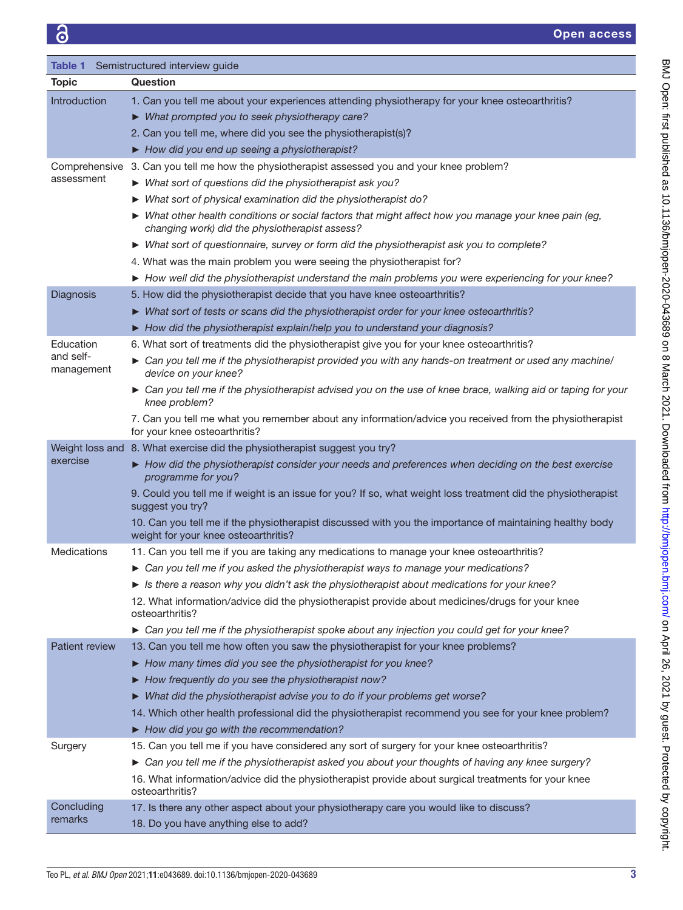**Table 1** Semistructured interview guide

| Topic | Question |
|---|---|
| Introduction | 1. Can you tell me about your experiences attending physiotherapy for your knee osteoarthritis? |
| | ► *What prompted you to seek physiotherapy care?* |
| | 2. Can you tell me, where did you see the physiotherapist(s)? |
| | ► *How did you end up seeing a physiotherapist?* |
| Comprehensive assessment | 3. Can you tell me how the physiotherapist assessed you and your knee problem? |
| | ► *What sort of questions did the physiotherapist ask you?* |
| | ► *What sort of physical examination did the physiotherapist do?* |
| | ► *What other health conditions or social factors that might affect how you manage your knee pain (eg, changing work) did the physiotherapist assess?* |
| | ► *What sort of questionnaire, survey or form did the physiotherapist ask you to complete?* |
| | 4. What was the main problem you were seeing the physiotherapist for? |
| | ► *How well did the physiotherapist understand the main problems you were experiencing for your knee?* |
| Diagnosis | 5. How did the physiotherapist decide that you have knee osteoarthritis? |
| | ► *What sort of tests or scans did the physiotherapist order for your knee osteoarthritis?* |
| | ► *How did the physiotherapist explain/help you to understand your diagnosis?* |
| Education and self-management | 6. What sort of treatments did the physiotherapist give you for your knee osteoarthritis? |
| | ► *Can you tell me if the physiotherapist provided you with any hands-on treatment or used any machine/device on your knee?* |
| | ► *Can you tell me if the physiotherapist advised you on the use of knee brace, walking aid or taping for your knee problem?* |
| | 7. Can you tell me what you remember about any information/advice you received from the physiotherapist for your knee osteoarthritis? |
| Weight loss and exercise | 8. What exercise did the physiotherapist suggest you try? |
| | ► *How did the physiotherapist consider your needs and preferences when deciding on the best exercise programme for you?* |
| | 9. Could you tell me if weight is an issue for you? If so, what weight loss treatment did the physiotherapist suggest you try? |
| | 10. Can you tell me if the physiotherapist discussed with you the importance of maintaining healthy body weight for your knee osteoarthritis? |
| Medications | 11. Can you tell me if you are taking any medications to manage your knee osteoarthritis? |
| | ► *Can you tell me if you asked the physiotherapist ways to manage your medications?* |
| | ► *Is there a reason why you didn't ask the physiotherapist about medications for your knee?* |
| | 12. What information/advice did the physiotherapist provide about medicines/drugs for your knee osteoarthritis? |
| | ► *Can you tell me if the physiotherapist spoke about any injection you could get for your knee?* |
| Patient review | 13. Can you tell me how often you saw the physiotherapist for your knee problems? |
| | ► *How many times did you see the physiotherapist for you knee?* |
| | ► *How frequently do you see the physiotherapist now?* |
| | ► *What did the physiotherapist advise you to do if your problems get worse?* |
| | 14. Which other health professional did the physiotherapist recommend you see for your knee problem? |
| | ► *How did you go with the recommendation?* |
| Surgery | 15. Can you tell me if you have considered any sort of surgery for your knee osteoarthritis? |
| | ► *Can you tell me if the physiotherapist asked you about your thoughts of having any knee surgery?* |
| | 16. What information/advice did the physiotherapist provide about surgical treatments for your knee osteoarthritis? |
| Concluding remarks | 17. Is there any other aspect about your physiotherapy care you would like to discuss? |
| | 18. Do you have anything else to add? |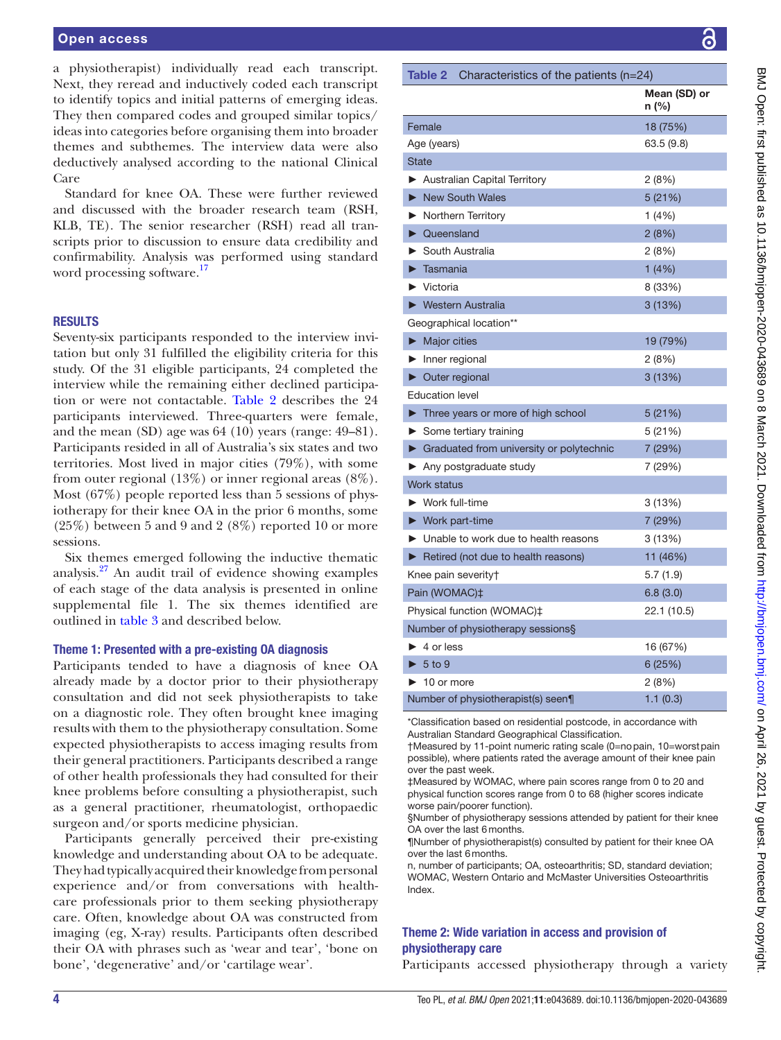a physiotherapist) individually read each transcript. Next, they reread and inductively coded each transcript to identify topics and initial patterns of emerging ideas. They then compared codes and grouped similar topics/ideas into categories before organising them into broader themes and subthemes. The interview data were also deductively analysed according to the national Clinical Care

Standard for knee OA. These were further reviewed and discussed with the broader research team (RSH, KLB, TE). The senior researcher (RSH) read all transcripts prior to discussion to ensure data credibility and confirmability. Analysis was performed using standard word processing software.[17]

## RESULTS

Seventy-six participants responded to the interview invitation but only 31 fulfilled the eligibility criteria for this study. Of the 31 eligible participants, 24 completed the interview while the remaining either declined participation or were not contactable. Table 2 describes the 24 participants interviewed. Three-quarters were female, and the mean (SD) age was 64 (10) years (range: 49–81). Participants resided in all of Australia's six states and two territories. Most lived in major cities (79%), with some from outer regional (13%) or inner regional areas (8%). Most (67%) people reported less than 5 sessions of physiotherapy for their knee OA in the prior 6 months, some (25%) between 5 and 9 and 2 (8%) reported 10 or more sessions.

Six themes emerged following the inductive thematic analysis.[27] An audit trail of evidence showing examples of each stage of the data analysis is presented in online supplemental file 1. The six themes identified are outlined in table 3 and described below.

### Theme 1: Presented with a pre-existing OA diagnosis

Participants tended to have a diagnosis of knee OA already made by a doctor prior to their physiotherapy consultation and did not seek physiotherapists to take on a diagnostic role. They often brought knee imaging results with them to the physiotherapy consultation. Some expected physiotherapists to access imaging results from their general practitioners. Participants described a range of other health professionals they had consulted for their knee problems before consulting a physiotherapist, such as a general practitioner, rheumatologist, orthopaedic surgeon and/or sports medicine physician.

Participants generally perceived their pre-existing knowledge and understanding about OA to be adequate. They had typically acquired their knowledge from personal experience and/or from conversations with healthcare professionals prior to them seeking physiotherapy care. Often, knowledge about OA was constructed from imaging (eg, X-ray) results. Participants often described their OA with phrases such as 'wear and tear', 'bone on bone', 'degenerative' and/or 'cartilage wear'.

**Table 2** Characteristics of the patients (n=24)

| | Mean (SD) or n (%) |
|---|---|
| Female | 18 (75%) |
| Age (years) | 63.5 (9.8) |
| State | |
| ► Australian Capital Territory | 2 (8%) |
| ► New South Wales | 5 (21%) |
| ► Northern Territory | 1 (4%) |
| ► Queensland | 2 (8%) |
| ► South Australia | 2 (8%) |
| ► Tasmania | 1 (4%) |
| ► Victoria | 8 (33%) |
| ► Western Australia | 3 (13%) |
| Geographical location** | |
| ► Major cities | 19 (79%) |
| ► Inner regional | 2 (8%) |
| ► Outer regional | 3 (13%) |
| Education level | |
| ► Three years or more of high school | 5 (21%) |
| ► Some tertiary training | 5 (21%) |
| ► Graduated from university or polytechnic | 7 (29%) |
| ► Any postgraduate study | 7 (29%) |
| Work status | |
| ► Work full-time | 3 (13%) |
| ► Work part-time | 7 (29%) |
| ► Unable to work due to health reasons | 3 (13%) |
| ► Retired (not due to health reasons) | 11 (46%) |
| Knee pain severity† | 5.7 (1.9) |
| Pain (WOMAC)‡ | 6.8 (3.0) |
| Physical function (WOMAC)‡ | 22.1 (10.5) |
| Number of physiotherapy sessions§ | |
| ► 4 or less | 16 (67%) |
| ► 5 to 9 | 6 (25%) |
| ► 10 or more | 2 (8%) |
| Number of physiotherapist(s) seen¶ | 1.1 (0.3) |

*Classification based on residential postcode, in accordance with Australian Standard Geographical Classification.
†Measured by 11-point numeric rating scale (0=no pain, 10=worst pain possible), where patients rated the average amount of their knee pain over the past week.
‡Measured by WOMAC, where pain scores range from 0 to 20 and physical function scores range from 0 to 68 (higher scores indicate worse pain/poorer function).
§Number of physiotherapy sessions attended by patient for their knee OA over the last 6 months.
¶Number of physiotherapist(s) consulted by patient for their knee OA over the last 6 months.
n, number of participants; OA, osteoarthritis; SD, standard deviation; WOMAC, Western Ontario and McMaster Universities Osteoarthritis Index.

### Theme 2: Wide variation in access and provision of physiotherapy care

Participants accessed physiotherapy through a variety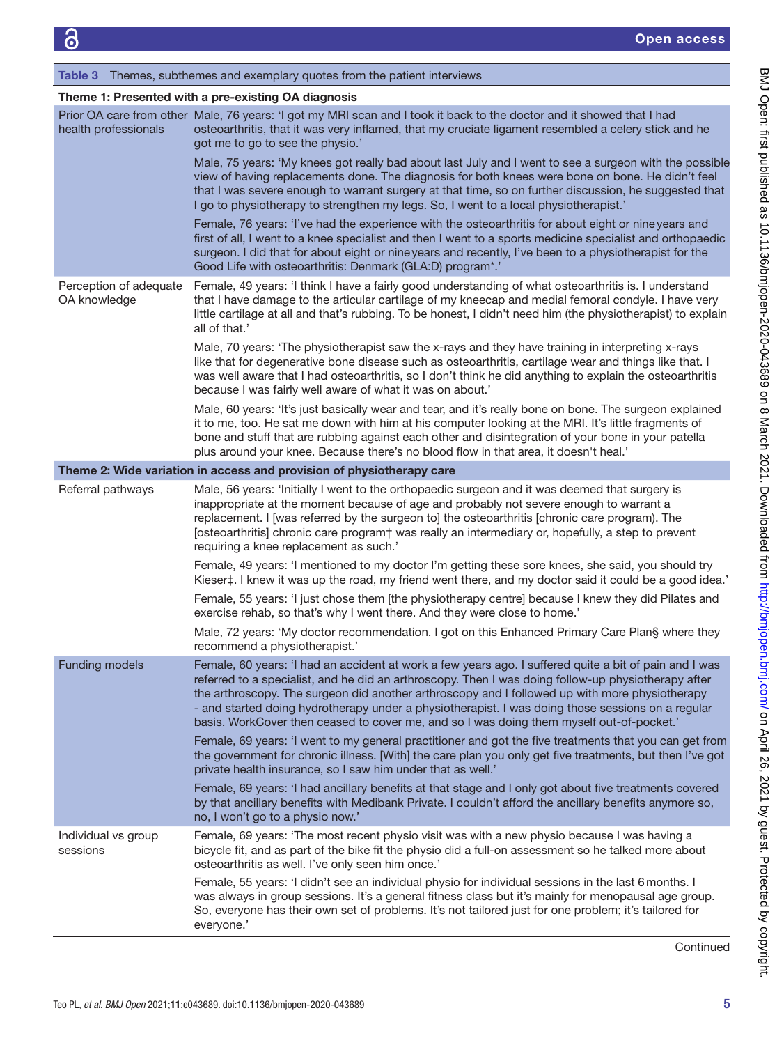Table 3 Themes, subthemes and exemplary quotes from the patient interviews

| Theme 1: Presented with a pre-existing OA diagnosis | |
|---|---|
| Prior OA care from other health professionals | Male, 76 years: 'I got my MRI scan and I took it back to the doctor and it showed that I had osteoarthritis, that it was very inflamed, that my cruciate ligament resembled a celery stick and he got me to go to see the physio.' |
| | Male, 75 years: 'My knees got really bad about last July and I went to see a surgeon with the possible view of having replacements done. The diagnosis for both knees were bone on bone. He didn't feel that I was severe enough to warrant surgery at that time, so on further discussion, he suggested that I go to physiotherapy to strengthen my legs. So, I went to a local physiotherapist.' |
| | Female, 76 years: 'I've had the experience with the osteoarthritis for about eight or nine years and first of all, I went to a knee specialist and then I went to a sports medicine specialist and orthopaedic surgeon. I did that for about eight or nine years and recently, I've been to a physiotherapist for the Good Life with osteoarthritis: Denmark (GLA:D) program*.' |
| Perception of adequate OA knowledge | Female, 49 years: 'I think I have a fairly good understanding of what osteoarthritis is. I understand that I have damage to the articular cartilage of my kneecap and medial femoral condyle. I have very little cartilage at all and that's rubbing. To be honest, I didn't need him (the physiotherapist) to explain all of that.' |
| | Male, 70 years: 'The physiotherapist saw the x-rays and they have training in interpreting x-rays like that for degenerative bone disease such as osteoarthritis, cartilage wear and things like that. I was well aware that I had osteoarthritis, so I don't think he did anything to explain the osteoarthritis because I was fairly well aware of what it was on about.' |
| | Male, 60 years: 'It's just basically wear and tear, and it's really bone on bone. The surgeon explained it to me, too. He sat me down with him at his computer looking at the MRI. It's little fragments of bone and stuff that are rubbing against each other and disintegration of your bone in your patella plus around your knee. Because there's no blood flow in that area, it doesn't heal.' |
| **Theme 2: Wide variation in access and provision of physiotherapy care** | |
| Referral pathways | Male, 56 years: 'Initially I went to the orthopaedic surgeon and it was deemed that surgery is inappropriate at the moment because of age and probably not severe enough to warrant a replacement. I [was referred by the surgeon to] the osteoarthritis [chronic care program). The [osteoarthritis] chronic care program† was really an intermediary or, hopefully, a step to prevent requiring a knee replacement as such.' |
| | Female, 49 years: 'I mentioned to my doctor I'm getting these sore knees, she said, you should try Kieser‡. I knew it was up the road, my friend went there, and my doctor said it could be a good idea.' |
| | Female, 55 years: 'I just chose them [the physiotherapy centre] because I knew they did Pilates and exercise rehab, so that's why I went there. And they were close to home.' |
| | Male, 72 years: 'My doctor recommendation. I got on this Enhanced Primary Care Plan§ where they recommend a physiotherapist.' |
| Funding models | Female, 60 years: 'I had an accident at work a few years ago. I suffered quite a bit of pain and I was referred to a specialist, and he did an arthroscopy. Then I was doing follow-up physiotherapy after the arthroscopy. The surgeon did another arthroscopy and I followed up with more physiotherapy - and started doing hydrotherapy under a physiotherapist. I was doing those sessions on a regular basis. WorkCover then ceased to cover me, and so I was doing them myself out-of-pocket.' |
| | Female, 69 years: 'I went to my general practitioner and got the five treatments that you can get from the government for chronic illness. [With] the care plan you only get five treatments, but then I've got private health insurance, so I saw him under that as well.' |
| | Female, 69 years: 'I had ancillary benefits at that stage and I only got about five treatments covered by that ancillary benefits with Medibank Private. I couldn't afford the ancillary benefits anymore so, no, I won't go to a physio now.' |
| Individual vs group sessions | Female, 69 years: 'The most recent physio visit was with a new physio because I was having a bicycle fit, and as part of the bike fit the physio did a full-on assessment so he talked more about osteoarthritis as well. I've only seen him once.' |
| | Female, 55 years: 'I didn't see an individual physio for individual sessions in the last 6 months. I was always in group sessions. It's a general fitness class but it's mainly for menopausal age group. So, everyone has their own set of problems. It's not tailored just for one problem; it's tailored for everyone.' |

Continued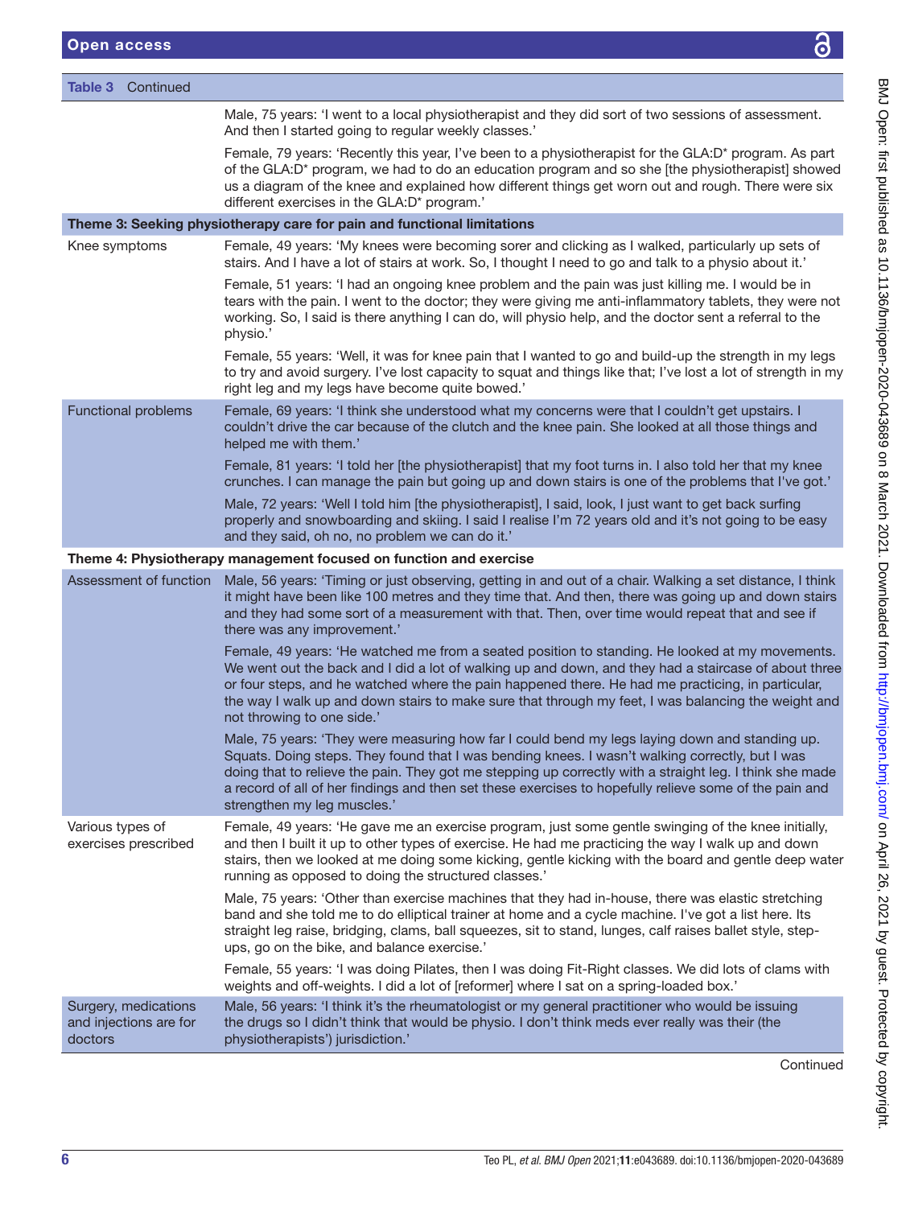**Table 3** Continued

| | |
|---|---|
| | Male, 75 years: 'I went to a local physiotherapist and they did sort of two sessions of assessment. And then I started going to regular weekly classes.' |
| | Female, 79 years: 'Recently this year, I've been to a physiotherapist for the GLA:D* program. As part of the GLA:D* program, we had to do an education program and so she [the physiotherapist] showed us a diagram of the knee and explained how different things get worn out and rough. There were six different exercises in the GLA:D* program.' |
| **Theme 3: Seeking physiotherapy care for pain and functional limitations** | |
| Knee symptoms | Female, 49 years: 'My knees were becoming sorer and clicking as I walked, particularly up sets of stairs. And I have a lot of stairs at work. So, I thought I need to go and talk to a physio about it.' |
| | Female, 51 years: 'I had an ongoing knee problem and the pain was just killing me. I would be in tears with the pain. I went to the doctor; they were giving me anti-inflammatory tablets, they were not working. So, I said is there anything I can do, will physio help, and the doctor sent a referral to the physio.' |
| | Female, 55 years: 'Well, it was for knee pain that I wanted to go and build-up the strength in my legs to try and avoid surgery. I've lost capacity to squat and things like that; I've lost a lot of strength in my right leg and my legs have become quite bowed.' |
| Functional problems | Female, 69 years: 'I think she understood what my concerns were that I couldn't get upstairs. I couldn't drive the car because of the clutch and the knee pain. She looked at all those things and helped me with them.' |
| | Female, 81 years: 'I told her [the physiotherapist] that my foot turns in. I also told her that my knee crunches. I can manage the pain but going up and down stairs is one of the problems that I've got.' |
| | Male, 72 years: 'Well I told him [the physiotherapist], I said, look, I just want to get back surfing properly and snowboarding and skiing. I said I realise I'm 72 years old and it's not going to be easy and they said, oh no, no problem we can do it.' |
| **Theme 4: Physiotherapy management focused on function and exercise** | |
| Assessment of function | Male, 56 years: 'Timing or just observing, getting in and out of a chair. Walking a set distance, I think it might have been like 100 metres and they time that. And then, there was going up and down stairs and they had some sort of a measurement with that. Then, over time would repeat that and see if there was any improvement.' |
| | Female, 49 years: 'He watched me from a seated position to standing. He looked at my movements. We went out the back and I did a lot of walking up and down, and they had a staircase of about three or four steps, and he watched where the pain happened there. He had me practicing, in particular, the way I walk up and down stairs to make sure that through my feet, I was balancing the weight and not throwing to one side.' |
| | Male, 75 years: 'They were measuring how far I could bend my legs laying down and standing up. Squats. Doing steps. They found that I was bending knees. I wasn't walking correctly, but I was doing that to relieve the pain. They got me stepping up correctly with a straight leg. I think she made a record of all of her findings and then set these exercises to hopefully relieve some of the pain and strengthen my leg muscles.' |
| Various types of exercises prescribed | Female, 49 years: 'He gave me an exercise program, just some gentle swinging of the knee initially, and then I built it up to other types of exercise. He had me practicing the way I walk up and down stairs, then we looked at me doing some kicking, gentle kicking with the board and gentle deep water running as opposed to doing the structured classes.' |
| | Male, 75 years: 'Other than exercise machines that they had in-house, there was elastic stretching band and she told me to do elliptical trainer at home and a cycle machine. I've got a list here. Its straight leg raise, bridging, clams, ball squeezes, sit to stand, lunges, calf raises ballet style, step-ups, go on the bike, and balance exercise.' |
| | Female, 55 years: 'I was doing Pilates, then I was doing Fit-Right classes. We did lots of clams with weights and off-weights. I did a lot of [reformer] where I sat on a spring-loaded box.' |
| Surgery, medications and injections are for doctors | Male, 56 years: 'I think it's the rheumatologist or my general practitioner who would be issuing the drugs so I didn't think that would be physio. I don't think meds ever really was their (the physiotherapists') jurisdiction.' |

Continued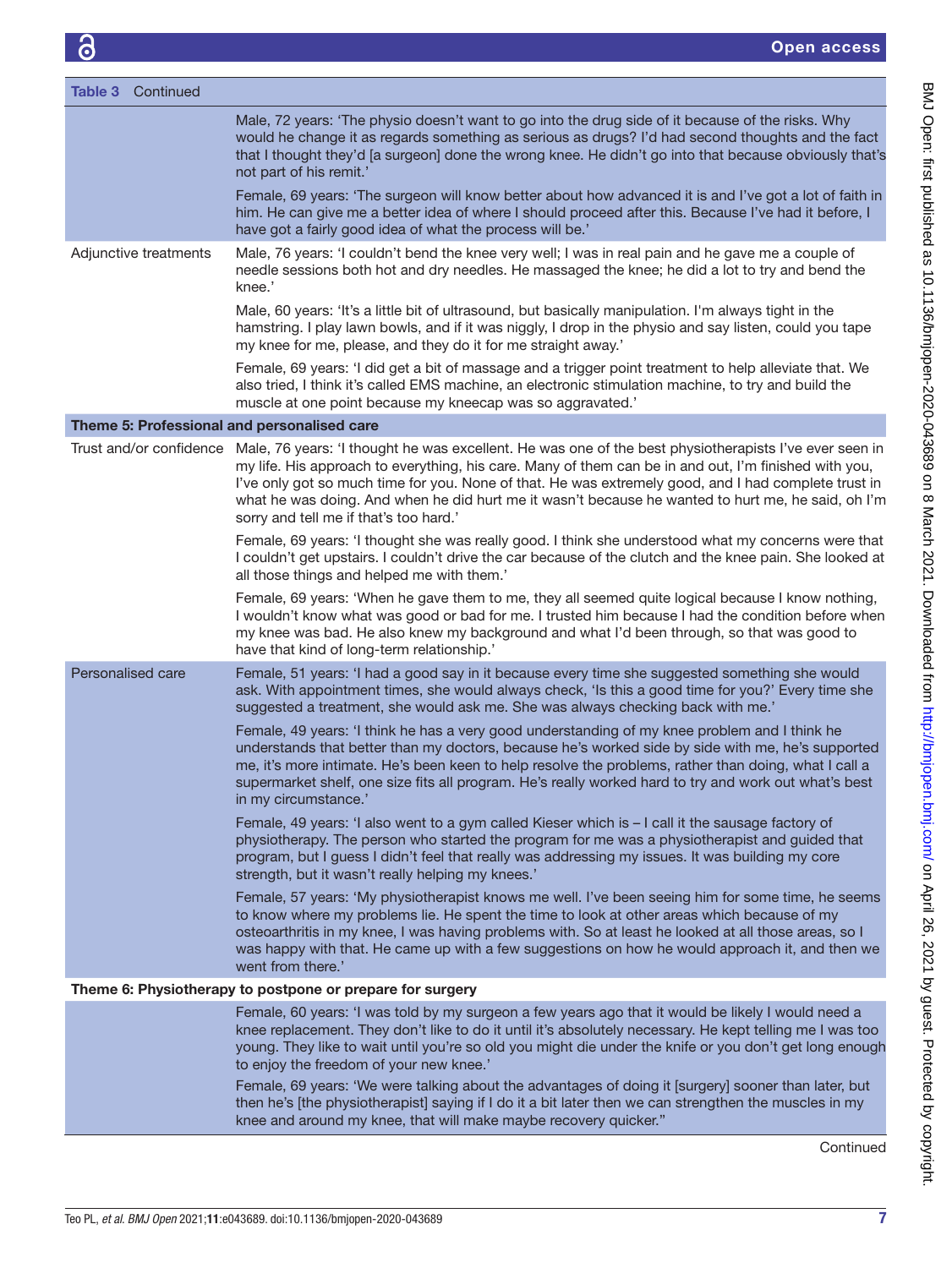**Table 3** Continued

| | |
|---|---|
| | Male, 72 years: 'The physio doesn't want to go into the drug side of it because of the risks. Why would he change it as regards something as serious as drugs? I'd had second thoughts and the fact that I thought they'd [a surgeon] done the wrong knee. He didn't go into that because obviously that's not part of his remit.' |
| | Female, 69 years: 'The surgeon will know better about how advanced it is and I've got a lot of faith in him. He can give me a better idea of where I should proceed after this. Because I've had it before, I have got a fairly good idea of what the process will be.' |
| Adjunctive treatments | Male, 76 years: 'I couldn't bend the knee very well; I was in real pain and he gave me a couple of needle sessions both hot and dry needles. He massaged the knee; he did a lot to try and bend the knee.' |
| | Male, 60 years: 'It's a little bit of ultrasound, but basically manipulation. I'm always tight in the hamstring. I play lawn bowls, and if it was niggly, I drop in the physio and say listen, could you tape my knee for me, please, and they do it for me straight away.' |
| | Female, 69 years: 'I did get a bit of massage and a trigger point treatment to help alleviate that. We also tried, I think it's called EMS machine, an electronic stimulation machine, to try and build the muscle at one point because my kneecap was so aggravated.' |
| **Theme 5: Professional and personalised care** | |
| Trust and/or confidence | Male, 76 years: 'I thought he was excellent. He was one of the best physiotherapists I've ever seen in my life. His approach to everything, his care. Many of them can be in and out, I'm finished with you, I've only got so much time for you. None of that. He was extremely good, and I had complete trust in what he was doing. And when he did hurt me it wasn't because he wanted to hurt me, he said, oh I'm sorry and tell me if that's too hard.' |
| | Female, 69 years: 'I thought she was really good. I think she understood what my concerns were that I couldn't get upstairs. I couldn't drive the car because of the clutch and the knee pain. She looked at all those things and helped me with them.' |
| | Female, 69 years: 'When he gave them to me, they all seemed quite logical because I know nothing, I wouldn't know what was good or bad for me. I trusted him because I had the condition before when my knee was bad. He also knew my background and what I'd been through, so that was good to have that kind of long-term relationship.' |
| Personalised care | Female, 51 years: 'I had a good say in it because every time she suggested something she would ask. With appointment times, she would always check, 'Is this a good time for you?' Every time she suggested a treatment, she would ask me. She was always checking back with me.' |
| | Female, 49 years: 'I think he has a very good understanding of my knee problem and I think he understands that better than my doctors, because he's worked side by side with me, he's supported me, it's more intimate. He's been keen to help resolve the problems, rather than doing, what I call a supermarket shelf, one size fits all program. He's really worked hard to try and work out what's best in my circumstance.' |
| | Female, 49 years: 'I also went to a gym called Kieser which is – I call it the sausage factory of physiotherapy. The person who started the program for me was a physiotherapist and guided that program, but I guess I didn't feel that really was addressing my issues. It was building my core strength, but it wasn't really helping my knees.' |
| | Female, 57 years: 'My physiotherapist knows me well. I've been seeing him for some time, he seems to know where my problems lie. He spent the time to look at other areas which because of my osteoarthritis in my knee, I was having problems with. So at least he looked at all those areas, so I was happy with that. He came up with a few suggestions on how he would approach it, and then we went from there.' |
| **Theme 6: Physiotherapy to postpone or prepare for surgery** | |
| | Female, 60 years: 'I was told by my surgeon a few years ago that it would be likely I would need a knee replacement. They don't like to do it until it's absolutely necessary. He kept telling me I was too young. They like to wait until you're so old you might die under the knife or you don't get long enough to enjoy the freedom of your new knee.' |
| | Female, 69 years: 'We were talking about the advantages of doing it [surgery] sooner than later, but then he's [the physiotherapist] saying if I do it a bit later then we can strengthen the muscles in my knee and around my knee, that will make maybe recovery quicker." |

Continued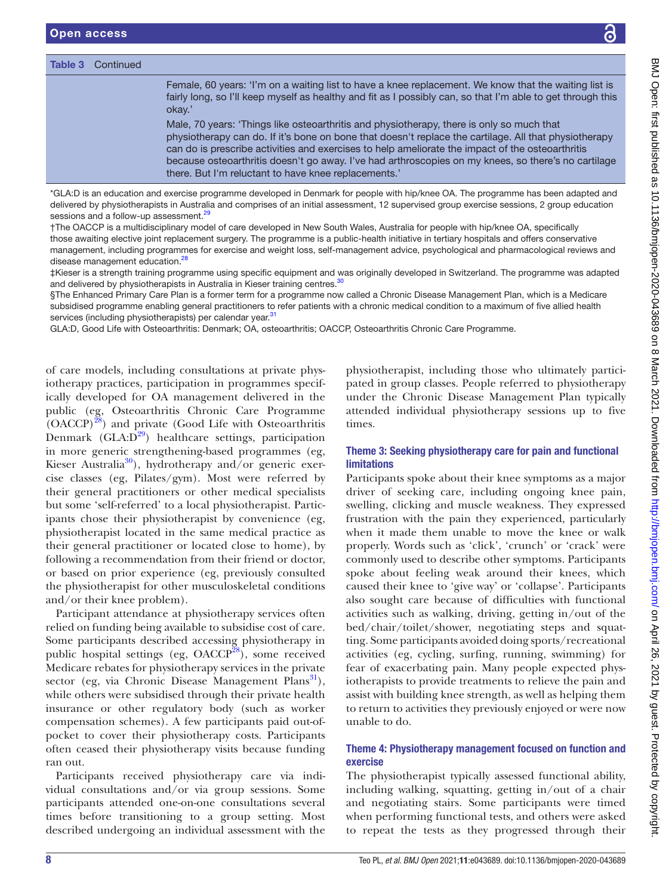**Table 3** Continued

| | |
|---|---|
| | Female, 60 years: 'I'm on a waiting list to have a knee replacement. We know that the waiting list is fairly long, so I'll keep myself as healthy and fit as I possibly can, so that I'm able to get through this okay.'<br>Male, 70 years: 'Things like osteoarthritis and physiotherapy, there is only so much that physiotherapy can do. If it's bone on bone that doesn't replace the cartilage. All that physiotherapy can do is prescribe activities and exercises to help ameliorate the impact of the osteoarthritis because osteoarthritis doesn't go away. I've had arthroscopies on my knees, so there's no cartilage there. But I'm reluctant to have knee replacements.' |

*GLA:D is an education and exercise programme developed in Denmark for people with hip/knee OA. The programme has been adapted and delivered by physiotherapists in Australia and comprises of an initial assessment, 12 supervised group exercise sessions, 2 group education sessions and a follow-up assessment.[29]

†The OACCP is a multidisciplinary model of care developed in New South Wales, Australia for people with hip/knee OA, specifically those awaiting elective joint replacement surgery. The programme is a public-health initiative in tertiary hospitals and offers conservative management, including programmes for exercise and weight loss, self-management advice, psychological and pharmacological reviews and disease management education.[28]

‡Kieser is a strength training programme using specific equipment and was originally developed in Switzerland. The programme was adapted and delivered by physiotherapists in Australia in Kieser training centres.[30]

§The Enhanced Primary Care Plan is a former term for a programme now called a Chronic Disease Management Plan, which is a Medicare subsidised programme enabling general practitioners to refer patients with a chronic medical condition to a maximum of five allied health services (including physiotherapists) per calendar year.[31]

GLA:D, Good Life with Osteoarthritis: Denmark; OA, osteoarthritis; OACCP, Osteoarthritis Chronic Care Programme.

of care models, including consultations at private physiotherapy practices, participation in programmes specifically developed for OA management delivered in the public (eg, Osteoarthritis Chronic Care Programme (OACCP)[28]) and private (Good Life with Osteoarthritis Denmark (GLA:D[29]) healthcare settings, participation in more generic strengthening-based programmes (eg, Kieser Australia[30]), hydrotherapy and/or generic exercise classes (eg, Pilates/gym). Most were referred by their general practitioners or other medical specialists but some 'self-referred' to a local physiotherapist. Participants chose their physiotherapist by convenience (eg, physiotherapist located in the same medical practice as their general practitioner or located close to home), by following a recommendation from their friend or doctor, or based on prior experience (eg, previously consulted the physiotherapist for other musculoskeletal conditions and/or their knee problem).

Participant attendance at physiotherapy services often relied on funding being available to subsidise cost of care. Some participants described accessing physiotherapy in public hospital settings (eg, OACCP[28]), some received Medicare rebates for physiotherapy services in the private sector (eg, via Chronic Disease Management Plans[31]), while others were subsidised through their private health insurance or other regulatory body (such as worker compensation schemes). A few participants paid out-of-pocket to cover their physiotherapy costs. Participants often ceased their physiotherapy visits because funding ran out.

Participants received physiotherapy care via individual consultations and/or via group sessions. Some participants attended one-on-one consultations several times before transitioning to a group setting. Most described undergoing an individual assessment with the physiotherapist, including those who ultimately participated in group classes. People referred to physiotherapy under the Chronic Disease Management Plan typically attended individual physiotherapy sessions up to five times.

### Theme 3: Seeking physiotherapy care for pain and functional limitations

Participants spoke about their knee symptoms as a major driver of seeking care, including ongoing knee pain, swelling, clicking and muscle weakness. They expressed frustration with the pain they experienced, particularly when it made them unable to move the knee or walk properly. Words such as 'click', 'crunch' or 'crack' were commonly used to describe other symptoms. Participants spoke about feeling weak around their knees, which caused their knee to 'give way' or 'collapse'. Participants also sought care because of difficulties with functional activities such as walking, driving, getting in/out of the bed/chair/toilet/shower, negotiating steps and squatting. Some participants avoided doing sports/recreational activities (eg, cycling, surfing, running, swimming) for fear of exacerbating pain. Many people expected physiotherapists to provide treatments to relieve the pain and assist with building knee strength, as well as helping them to return to activities they previously enjoyed or were now unable to do.

### Theme 4: Physiotherapy management focused on function and exercise

The physiotherapist typically assessed functional ability, including walking, squatting, getting in/out of a chair and negotiating stairs. Some participants were timed when performing functional tests, and others were asked to repeat the tests as they progressed through their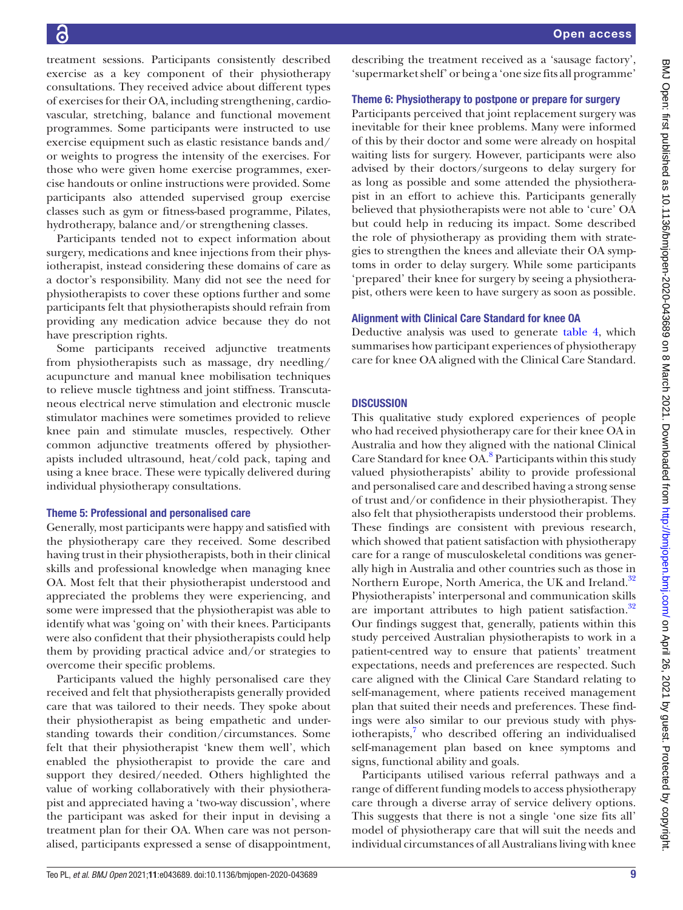treatment sessions. Participants consistently described exercise as a key component of their physiotherapy consultations. They received advice about different types of exercises for their OA, including strengthening, cardiovascular, stretching, balance and functional movement programmes. Some participants were instructed to use exercise equipment such as elastic resistance bands and/or weights to progress the intensity of the exercises. For those who were given home exercise programmes, exercise handouts or online instructions were provided. Some participants also attended supervised group exercise classes such as gym or fitness-based programme, Pilates, hydrotherapy, balance and/or strengthening classes.

Participants tended not to expect information about surgery, medications and knee injections from their physiotherapist, instead considering these domains of care as a doctor's responsibility. Many did not see the need for physiotherapists to cover these options further and some participants felt that physiotherapists should refrain from providing any medication advice because they do not have prescription rights.

Some participants received adjunctive treatments from physiotherapists such as massage, dry needling/acupuncture and manual knee mobilisation techniques to relieve muscle tightness and joint stiffness. Transcutaneous electrical nerve stimulation and electronic muscle stimulator machines were sometimes provided to relieve knee pain and stimulate muscles, respectively. Other common adjunctive treatments offered by physiotherapists included ultrasound, heat/cold pack, taping and using a knee brace. These were typically delivered during individual physiotherapy consultations.

### Theme 5: Professional and personalised care

Generally, most participants were happy and satisfied with the physiotherapy care they received. Some described having trust in their physiotherapists, both in their clinical skills and professional knowledge when managing knee OA. Most felt that their physiotherapist understood and appreciated the problems they were experiencing, and some were impressed that the physiotherapist was able to identify what was 'going on' with their knees. Participants were also confident that their physiotherapists could help them by providing practical advice and/or strategies to overcome their specific problems.

Participants valued the highly personalised care they received and felt that physiotherapists generally provided care that was tailored to their needs. They spoke about their physiotherapist as being empathetic and understanding towards their condition/circumstances. Some felt that their physiotherapist 'knew them well', which enabled the physiotherapist to provide the care and support they desired/needed. Others highlighted the value of working collaboratively with their physiotherapist and appreciated having a 'two-way discussion', where the participant was asked for their input in devising a treatment plan for their OA. When care was not personalised, participants expressed a sense of disappointment, describing the treatment received as a 'sausage factory', 'supermarket shelf' or being a 'one size fits all programme'

### Theme 6: Physiotherapy to postpone or prepare for surgery

Participants perceived that joint replacement surgery was inevitable for their knee problems. Many were informed of this by their doctor and some were already on hospital waiting lists for surgery. However, participants were also advised by their doctors/surgeons to delay surgery for as long as possible and some attended the physiotherapist in an effort to achieve this. Participants generally believed that physiotherapists were not able to 'cure' OA but could help in reducing its impact. Some described the role of physiotherapy as providing them with strategies to strengthen the knees and alleviate their OA symptoms in order to delay surgery. While some participants 'prepared' their knee for surgery by seeing a physiotherapist, others were keen to have surgery as soon as possible.

### Alignment with Clinical Care Standard for knee OA

Deductive analysis was used to generate table 4, which summarises how participant experiences of physiotherapy care for knee OA aligned with the Clinical Care Standard.

## DISCUSSION

This qualitative study explored experiences of people who had received physiotherapy care for their knee OA in Australia and how they aligned with the national Clinical Care Standard for knee OA.[8] Participants within this study valued physiotherapists' ability to provide professional and personalised care and described having a strong sense of trust and/or confidence in their physiotherapist. They also felt that physiotherapists understood their problems. These findings are consistent with previous research, which showed that patient satisfaction with physiotherapy care for a range of musculoskeletal conditions was generally high in Australia and other countries such as those in Northern Europe, North America, the UK and Ireland.[32] Physiotherapists' interpersonal and communication skills are important attributes to high patient satisfaction.[32] Our findings suggest that, generally, patients within this study perceived Australian physiotherapists to work in a patient-centred way to ensure that patients' treatment expectations, needs and preferences are respected. Such care aligned with the Clinical Care Standard relating to self-management, where patients received management plan that suited their needs and preferences. These findings were also similar to our previous study with physiotherapists,[7] who described offering an individualised self-management plan based on knee symptoms and signs, functional ability and goals.

Participants utilised various referral pathways and a range of different funding models to access physiotherapy care through a diverse array of service delivery options. This suggests that there is not a single 'one size fits all' model of physiotherapy care that will suit the needs and individual circumstances of all Australians living with knee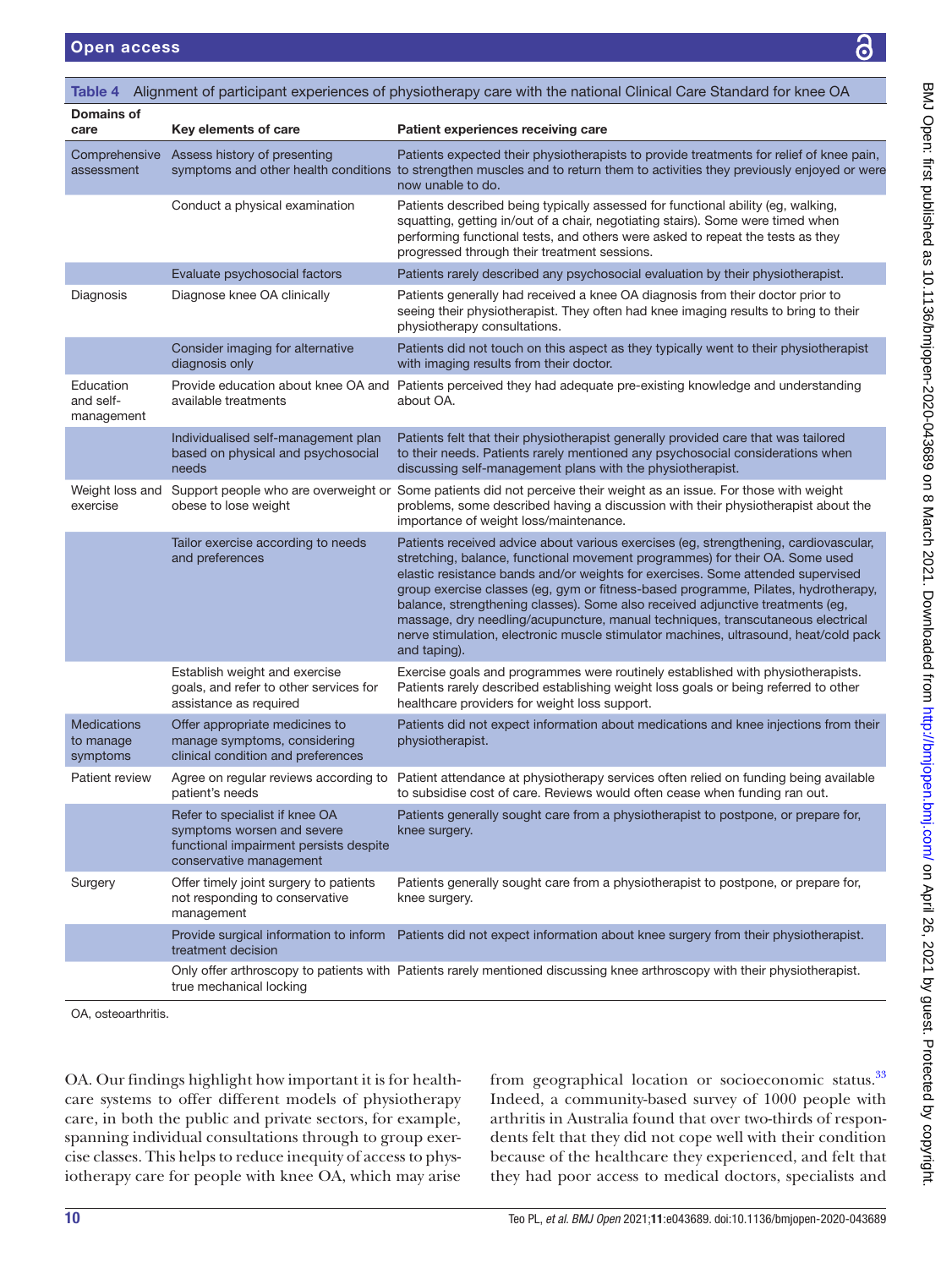**Table 4** Alignment of participant experiences of physiotherapy care with the national Clinical Care Standard for knee OA

| Domains of care | Key elements of care | Patient experiences receiving care |
|---|---|---|
| Comprehensive assessment | Assess history of presenting symptoms and other health conditions | Patients expected their physiotherapists to provide treatments for relief of knee pain, to strengthen muscles and to return them to activities they previously enjoyed or were now unable to do. |
| | Conduct a physical examination | Patients described being typically assessed for functional ability (eg, walking, squatting, getting in/out of a chair, negotiating stairs). Some were timed when performing functional tests, and others were asked to repeat the tests as they progressed through their treatment sessions. |
| | Evaluate psychosocial factors | Patients rarely described any psychosocial evaluation by their physiotherapist. |
| Diagnosis | Diagnose knee OA clinically | Patients generally had received a knee OA diagnosis from their doctor prior to seeing their physiotherapist. They often had knee imaging results to bring to their physiotherapy consultations. |
| | Consider imaging for alternative diagnosis only | Patients did not touch on this aspect as they typically went to their physiotherapist with imaging results from their doctor. |
| Education and self-management | Provide education about knee OA and available treatments | Patients perceived they had adequate pre-existing knowledge and understanding about OA. |
| | Individualised self-management plan based on physical and psychosocial needs | Patients felt that their physiotherapist generally provided care that was tailored to their needs. Patients rarely mentioned any psychosocial considerations when discussing self-management plans with the physiotherapist. |
| Weight loss and exercise | Support people who are overweight or obese to lose weight | Some patients did not perceive their weight as an issue. For those with weight problems, some described having a discussion with their physiotherapist about the importance of weight loss/maintenance. |
| | Tailor exercise according to needs and preferences | Patients received advice about various exercises (eg, strengthening, cardiovascular, stretching, balance, functional movement programmes) for their OA. Some used elastic resistance bands and/or weights for exercises. Some attended supervised group exercise classes (eg, gym or fitness-based programme, Pilates, hydrotherapy, balance, strengthening classes). Some also received adjunctive treatments (eg, massage, dry needling/acupuncture, manual techniques, transcutaneous electrical nerve stimulation, electronic muscle stimulator machines, ultrasound, heat/cold pack and taping). |
| | Establish weight and exercise goals, and refer to other services for assistance as required | Exercise goals and programmes were routinely established with physiotherapists. Patients rarely described establishing weight loss goals or being referred to other healthcare providers for weight loss support. |
| Medications to manage symptoms | Offer appropriate medicines to manage symptoms, considering clinical condition and preferences | Patients did not expect information about medications and knee injections from their physiotherapist. |
| Patient review | Agree on regular reviews according to patient's needs | Patient attendance at physiotherapy services often relied on funding being available to subsidise cost of care. Reviews would often cease when funding ran out. |
| | Refer to specialist if knee OA symptoms worsen and severe functional impairment persists despite conservative management | Patients generally sought care from a physiotherapist to postpone, or prepare for, knee surgery. |
| Surgery | Offer timely joint surgery to patients not responding to conservative management | Patients generally sought care from a physiotherapist to postpone, or prepare for, knee surgery. |
| | Provide surgical information to inform treatment decision | Patients did not expect information about knee surgery from their physiotherapist. |
| | Only offer arthroscopy to patients with true mechanical locking | Patients rarely mentioned discussing knee arthroscopy with their physiotherapist. |

OA, osteoarthritis.

OA. Our findings highlight how important it is for healthcare systems to offer different models of physiotherapy care, in both the public and private sectors, for example, spanning individual consultations through to group exercise classes. This helps to reduce inequity of access to physiotherapy care for people with knee OA, which may arise from geographical location or socioeconomic status.[33] Indeed, a community-based survey of 1000 people with arthritis in Australia found that over two-thirds of respondents felt that they did not cope well with their condition because of the healthcare they experienced, and felt that they had poor access to medical doctors, specialists and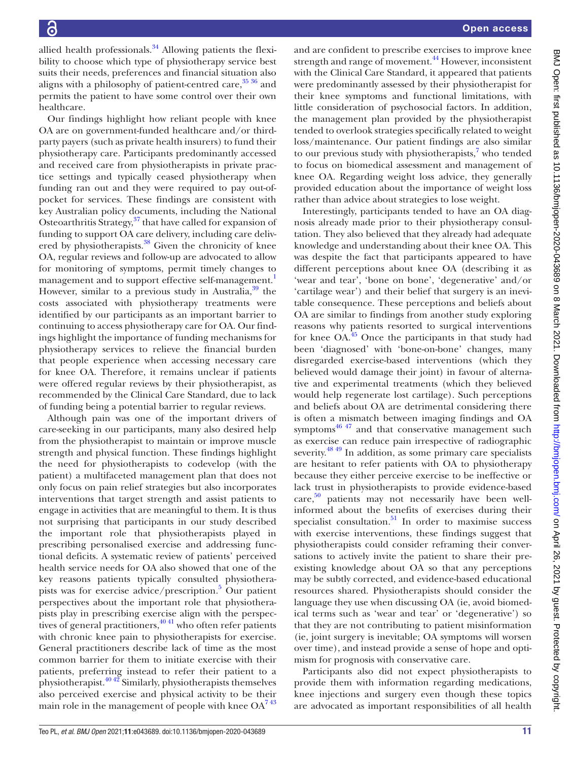allied health professionals.[34] Allowing patients the flexibility to choose which type of physiotherapy service best suits their needs, preferences and financial situation also aligns with a philosophy of patient-centred care,[35 36] and permits the patient to have some control over their own healthcare.

Our findings highlight how reliant people with knee OA are on government-funded healthcare and/or third-party payers (such as private health insurers) to fund their physiotherapy care. Participants predominantly accessed and received care from physiotherapists in private practice settings and typically ceased physiotherapy when funding ran out and they were required to pay out-of-pocket for services. These findings are consistent with key Australian policy documents, including the National Osteoarthritis Strategy,[37] that have called for expansion of funding to support OA care delivery, including care delivered by physiotherapists.[38] Given the chronicity of knee OA, regular reviews and follow-up are advocated to allow for monitoring of symptoms, permit timely changes to management and to support effective self-management.[1] However, similar to a previous study in Australia,[39] the costs associated with physiotherapy treatments were identified by our participants as an important barrier to continuing to access physiotherapy care for OA. Our findings highlight the importance of funding mechanisms for physiotherapy services to relieve the financial burden that people experience when accessing necessary care for knee OA. Therefore, it remains unclear if patients were offered regular reviews by their physiotherapist, as recommended by the Clinical Care Standard, due to lack of funding being a potential barrier to regular reviews.

Although pain was one of the important drivers of care-seeking in our participants, many also desired help from the physiotherapist to maintain or improve muscle strength and physical function. These findings highlight the need for physiotherapists to codevelop (with the patient) a multifaceted management plan that does not only focus on pain relief strategies but also incorporates interventions that target strength and assist patients to engage in activities that are meaningful to them. It is thus not surprising that participants in our study described the important role that physiotherapists played in prescribing personalised exercise and addressing functional deficits. A systematic review of patients' perceived health service needs for OA also showed that one of the key reasons patients typically consulted physiotherapists was for exercise advice/prescription.[5] Our patient perspectives about the important role that physiotherapists play in prescribing exercise align with the perspectives of general practitioners,[40 41] who often refer patients with chronic knee pain to physiotherapists for exercise. General practitioners describe lack of time as the most common barrier for them to initiate exercise with their patients, preferring instead to refer their patient to a physiotherapist.[40 42] Similarly, physiotherapists themselves also perceived exercise and physical activity to be their main role in the management of people with knee OA[7 43] and are confident to prescribe exercises to improve knee strength and range of movement.[44] However, inconsistent with the Clinical Care Standard, it appeared that patients were predominantly assessed by their physiotherapist for their knee symptoms and functional limitations, with little consideration of psychosocial factors. In addition, the management plan provided by the physiotherapist tended to overlook strategies specifically related to weight loss/maintenance. Our patient findings are also similar to our previous study with physiotherapists,[7] who tended to focus on biomedical assessment and management of knee OA. Regarding weight loss advice, they generally provided education about the importance of weight loss rather than advice about strategies to lose weight.

Interestingly, participants tended to have an OA diagnosis already made prior to their physiotherapy consultation. They also believed that they already had adequate knowledge and understanding about their knee OA. This was despite the fact that participants appeared to have different perceptions about knee OA (describing it as 'wear and tear', 'bone on bone', 'degenerative' and/or 'cartilage wear') and their belief that surgery is an inevitable consequence. These perceptions and beliefs about OA are similar to findings from another study exploring reasons why patients resorted to surgical interventions for knee OA.[45] Once the participants in that study had been 'diagnosed' with 'bone-on-bone' changes, many disregarded exercise-based interventions (which they believed would damage their joint) in favour of alternative and experimental treatments (which they believed would help regenerate lost cartilage). Such perceptions and beliefs about OA are detrimental considering there is often a mismatch between imaging findings and OA symptoms[46 47] and that conservative management such as exercise can reduce pain irrespective of radiographic severity.[48 49] In addition, as some primary care specialists are hesitant to refer patients with OA to physiotherapy because they either perceive exercise to be ineffective or lack trust in physiotherapists to provide evidence-based care,[50] patients may not necessarily have been well-informed about the benefits of exercises during their specialist consultation.[51] In order to maximise success with exercise interventions, these findings suggest that physiotherapists could consider reframing their conversations to actively invite the patient to share their pre-existing knowledge about OA so that any perceptions may be subtly corrected, and evidence-based educational resources shared. Physiotherapists should consider the language they use when discussing OA (ie, avoid biomedical terms such as 'wear and tear' or 'degenerative') so that they are not contributing to patient misinformation (ie, joint surgery is inevitable; OA symptoms will worsen over time), and instead provide a sense of hope and optimism for prognosis with conservative care.

Participants also did not expect physiotherapists to provide them with information regarding medications, knee injections and surgery even though these topics are advocated as important responsibilities of all health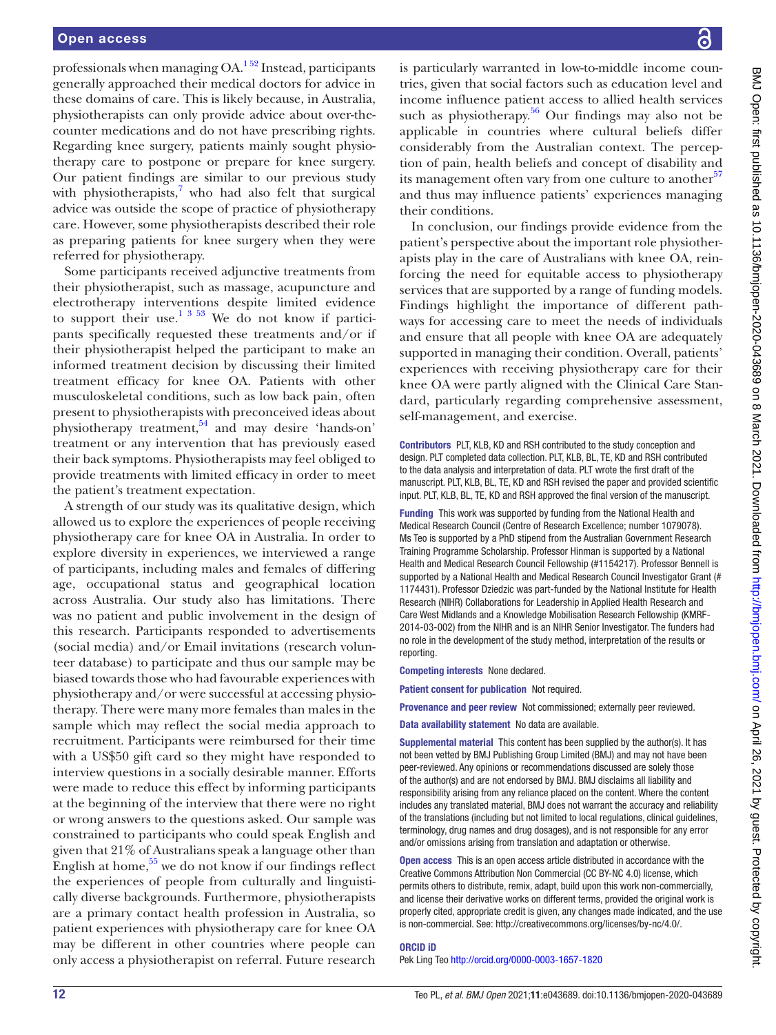professionals when managing OA.[1,52] Instead, participants generally approached their medical doctors for advice in these domains of care. This is likely because, in Australia, physiotherapists can only provide advice about over-the-counter medications and do not have prescribing rights. Regarding knee surgery, patients mainly sought physiotherapy care to postpone or prepare for knee surgery. Our patient findings are similar to our previous study with physiotherapists,[7] who had also felt that surgical advice was outside the scope of practice of physiotherapy care. However, some physiotherapists described their role as preparing patients for knee surgery when they were referred for physiotherapy.

Some participants received adjunctive treatments from their physiotherapist, such as massage, acupuncture and electrotherapy interventions despite limited evidence to support their use.[1,3,53] We do not know if participants specifically requested these treatments and/or if their physiotherapist helped the participant to make an informed treatment decision by discussing their limited treatment efficacy for knee OA. Patients with other musculoskeletal conditions, such as low back pain, often present to physiotherapists with preconceived ideas about physiotherapy treatment,[54] and may desire 'hands-on' treatment or any intervention that has previously eased their back symptoms. Physiotherapists may feel obliged to provide treatments with limited efficacy in order to meet the patient's treatment expectation.

A strength of our study was its qualitative design, which allowed us to explore the experiences of people receiving physiotherapy care for knee OA in Australia. In order to explore diversity in experiences, we interviewed a range of participants, including males and females of differing age, occupational status and geographical location across Australia. Our study also has limitations. There was no patient and public involvement in the design of this research. Participants responded to advertisements (social media) and/or Email invitations (research volunteer database) to participate and thus our sample may be biased towards those who had favourable experiences with physiotherapy and/or were successful at accessing physiotherapy. There were many more females than males in the sample which may reflect the social media approach to recruitment. Participants were reimbursed for their time with a US$50 gift card so they might have responded to interview questions in a socially desirable manner. Efforts were made to reduce this effect by informing participants at the beginning of the interview that there were no right or wrong answers to the questions asked. Our sample was constrained to participants who could speak English and given that 21% of Australians speak a language other than English at home,[55] we do not know if our findings reflect the experiences of people from culturally and linguistically diverse backgrounds. Furthermore, physiotherapists are a primary contact health profession in Australia, so patient experiences with physiotherapy care for knee OA may be different in other countries where people can only access a physiotherapist on referral. Future research is particularly warranted in low-to-middle income countries, given that social factors such as education level and income influence patient access to allied health services such as physiotherapy.[56] Our findings may also not be applicable in countries where cultural beliefs differ considerably from the Australian context. The perception of pain, health beliefs and concept of disability and its management often vary from one culture to another[57] and thus may influence patients' experiences managing their conditions.

In conclusion, our findings provide evidence from the patient's perspective about the important role physiotherapists play in the care of Australians with knee OA, reinforcing the need for equitable access to physiotherapy services that are supported by a range of funding models. Findings highlight the importance of different pathways for accessing care to meet the needs of individuals and ensure that all people with knee OA are adequately supported in managing their condition. Overall, patients' experiences with receiving physiotherapy care for their knee OA were partly aligned with the Clinical Care Standard, particularly regarding comprehensive assessment, self-management, and exercise.

**Contributors** PLT, KLB, KD and RSH contributed to the study conception and design. PLT completed data collection. PLT, KLB, BL, TE, KD and RSH contributed to the data analysis and interpretation of data. PLT wrote the first draft of the manuscript. PLT, KLB, BL, TE, KD and RSH revised the paper and provided scientific input. PLT, KLB, BL, TE, KD and RSH approved the final version of the manuscript.

**Funding** This work was supported by funding from the National Health and Medical Research Council (Centre of Research Excellence; number 1079078). Ms Teo is supported by a PhD stipend from the Australian Government Research Training Programme Scholarship. Professor Hinman is supported by a National Health and Medical Research Council Fellowship (#1154217). Professor Bennell is supported by a National Health and Medical Research Council Investigator Grant (# 1174431). Professor Dziedzic was part-funded by the National Institute for Health Research (NIHR) Collaborations for Leadership in Applied Health Research and Care West Midlands and a Knowledge Mobilisation Research Fellowship (KMRF-2014-03-002) from the NIHR and is an NIHR Senior Investigator. The funders had no role in the development of the study method, interpretation of the results or reporting.

**Competing interests** None declared.

**Patient consent for publication** Not required.

**Provenance and peer review** Not commissioned; externally peer reviewed.

**Data availability statement** No data are available.

**Supplemental material** This content has been supplied by the author(s). It has not been vetted by BMJ Publishing Group Limited (BMJ) and may not have been peer-reviewed. Any opinions or recommendations discussed are solely those of the author(s) and are not endorsed by BMJ. BMJ disclaims all liability and responsibility arising from any reliance placed on the content. Where the content includes any translated material, BMJ does not warrant the accuracy and reliability of the translations (including but not limited to local regulations, clinical guidelines, terminology, drug names and drug dosages), and is not responsible for any error and/or omissions arising from translation and adaptation or otherwise.

**Open access** This is an open access article distributed in accordance with the Creative Commons Attribution Non Commercial (CC BY-NC 4.0) license, which permits others to distribute, remix, adapt, build upon this work non-commercially, and license their derivative works on different terms, provided the original work is properly cited, appropriate credit is given, any changes made indicated, and the use is non-commercial. See: http://creativecommons.org/licenses/by-nc/4.0/.

**ORCID iD**

Pek Ling Teo http://orcid.org/0000-0003-1657-1820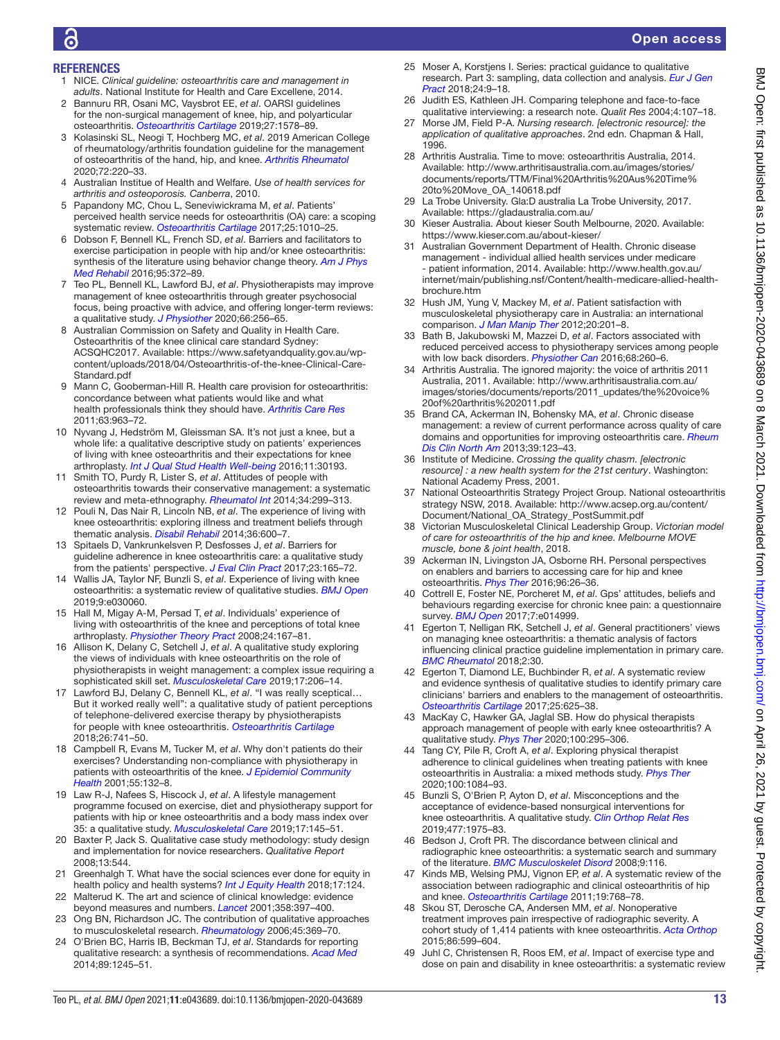## REFERENCES

1. NICE. *Clinical guideline: osteoarthritis care and management in adults*. National Institute for Health and Care Excellene, 2014.
2. Bannuru RR, Osani MC, Vaysbrot EE, *et al*. OARSI guidelines for the non-surgical management of knee, hip, and polyarticular osteoarthritis. *Osteoarthritis Cartilage* 2019;27:1578–89.
3. Kolasinski SL, Neogi T, Hochberg MC, *et al*. 2019 American College of rheumatology/arthritis foundation guideline for the management of osteoarthritis of the hand, hip, and knee. *Arthritis Rheumatol* 2020;72:220–33.
4. Australian Institue of Health and Welfare. *Use of health services for arthritis and osteoporosis. Canberra*, 2010.
5. Papandony MC, Chou L, Seneviwickrama M, *et al*. Patients' perceived health service needs for osteoarthritis (OA) care: a scoping systematic review. *Osteoarthritis Cartilage* 2017;25:1010–25.
6. Dobson F, Bennell KL, French SD, *et al*. Barriers and facilitators to exercise participation in people with hip and/or knee osteoarthritis: synthesis of the literature using behavior change theory. *Am J Phys Med Rehabil* 2016;95:372–89.
7. Teo PL, Bennell KL, Lawford BJ, *et al*. Physiotherapists may improve management of knee osteoarthritis through greater psychosocial focus, being proactive with advice, and offering longer-term reviews: a qualitative study. *J Physiother* 2020;66:256–65.
8. Australian Commission on Safety and Quality in Health Care. Osteoarthritis of the knee clinical care standard Sydney: ACSQHC2017. Available: https://www.safetyandquality.gov.au/wp-content/uploads/2018/04/Osteoarthritis-of-the-knee-Clinical-Care-Standard.pdf
9. Mann C, Gooberman-Hill R. Health care provision for osteoarthritis: concordance between what patients would like and what health professionals think they should have. *Arthritis Care Res* 2011;63:963–72.
10. Nyvang J, Hedström M, Gleissman SA. It's not just a knee, but a whole life: a qualitative descriptive study on patients' experiences of living with knee osteoarthritis and their expectations for knee arthroplasty. *Int J Qual Stud Health Well-being* 2016;11:30193.
11. Smith TO, Purdy R, Lister S, *et al*. Attitudes of people with osteoarthritis towards their conservative management: a systematic review and meta-ethnography. *Rheumatol Int* 2014;34:299–313.
12. Pouli N, Das Nair R, Lincoln NB, *et al*. The experience of living with knee osteoarthritis: exploring illness and treatment beliefs through thematic analysis. *Disabil Rehabil* 2014;36:600–7.
13. Spitaels D, Vankrunkelsven P, Desfosses J, *et al*. Barriers for guideline adherence in knee osteoarthritis care: a qualitative study from the patients' perspective. *J Eval Clin Pract* 2017;23:165–72.
14. Wallis JA, Taylor NF, Bunzli S, *et al*. Experience of living with knee osteoarthritis: a systematic review of qualitative studies. *BMJ Open* 2019;9:e030060.
15. Hall M, Migay A-M, Persad T, *et al*. Individuals' experience of living with osteoarthritis of the knee and perceptions of total knee arthroplasty. *Physiother Theory Pract* 2008;24:167–81.
16. Allison K, Delany C, Setchell J, *et al*. A qualitative study exploring the views of individuals with knee osteoarthritis on the role of physiotherapists in weight management: a complex issue requiring a sophisticated skill set. *Musculoskeletal Care* 2019;17:206–14.
17. Lawford BJ, Delany C, Bennell KL, *et al*. "I was really sceptical… But it worked really well": a qualitative study of patient perceptions of telephone-delivered exercise therapy by physiotherapists for people with knee osteoarthritis. *Osteoarthritis Cartilage* 2018;26:741–50.
18. Campbell R, Evans M, Tucker M, *et al*. Why don't patients do their exercises? Understanding non-compliance with physiotherapy in patients with osteoarthritis of the knee. *J Epidemiol Community Health* 2001;55:132–8.
19. Law R-J, Nafees S, Hiscock J, *et al*. A lifestyle management programme focused on exercise, diet and physiotherapy support for patients with hip or knee osteoarthritis and a body mass index over 35: a qualitative study. *Musculoskeletal Care* 2019;17:145–51.
20. Baxter P, Jack S. Qualitative case study methodology: study design and implementation for novice researchers. *Qualitative Report* 2008;13:544.
21. Greenhalgh T. What have the social sciences ever done for equity in health policy and health systems? *Int J Equity Health* 2018;17:124.
22. Malterud K. The art and science of clinical knowledge: evidence beyond measures and numbers. *Lancet* 2001;358:397–400.
23. Ong BN, Richardson JC. The contribution of qualitative approaches to musculoskeletal research. *Rheumatology* 2006;45:369–70.
24. O'Brien BC, Harris IB, Beckman TJ, *et al*. Standards for reporting qualitative research: a synthesis of recommendations. *Acad Med* 2014;89:1245–51.
25. Moser A, Korstjens I. Series: practical guidance to qualitative research. Part 3: sampling, data collection and analysis. *Eur J Gen Pract* 2018;24:9–18.
26. Judith ES, Kathleen JH. Comparing telephone and face-to-face qualitative interviewing: a research note. *Qualit Res* 2004;4:107–18.
27. Morse JM, Field P-A. *Nursing research. [electronic resource]: the application of qualitative approaches*. 2nd edn. Chapman & Hall, 1996.
28. Arthritis Australia. Time to move: osteoarthritis Australia, 2014. Available: http://www.arthritisaustralia.com.au/images/stories/documents/reports/TTM/Final%20Arthritis%20Aus%20Time%20to%20Move_OA_140618.pdf
29. La Trobe University. Gla:D australia La Trobe University, 2017. Available: https://gladaustralia.com.au/
30. Kieser Australia. About kieser South Melbourne, 2020. Available: https://www.kieser.com.au/about-kieser/
31. Australian Government Department of Health. Chronic disease management - individual allied health services under medicare - patient information, 2014. Available: http://www.health.gov.au/internet/main/publishing.nsf/Content/health-medicare-allied-health-brochure.htm
32. Hush JM, Yung V, Mackey M, *et al*. Patient satisfaction with musculoskeletal physiotherapy care in Australia: an international comparison. *J Man Manip Ther* 2012;20:201–8.
33. Bath B, Jakubowski M, Mazzei D, *et al*. Factors associated with reduced perceived access to physiotherapy services among people with low back disorders. *Physiother Can* 2016;68:260–6.
34. Arthritis Australia. The ignored majority: the voice of arthritis 2011 Australia, 2011. Available: http://www.arthritisaustralia.com.au/images/stories/documents/reports/2011_updates/the%20voice%20of%20arthritis%202011.pdf
35. Brand CA, Ackerman IN, Bohensky MA, *et al*. Chronic disease management: a review of current performance across quality of care domains and opportunities for improving osteoarthritis care. *Rheum Dis Clin North Am* 2013;39:123–43.
36. Institute of Medicine. *Crossing the quality chasm. [electronic resource] : a new health system for the 21st century*. Washington: National Academy Press, 2001.
37. National Osteoarthritis Strategy Project Group. National osteoarthritis strategy NSW, 2018. Available: http://www.acsep.org.au/content/Document/National_OA_Strategy_PostSummit.pdf
38. Victorian Musculoskeletal Clinical Leadership Group. *Victorian model of care for osteoarthritis of the hip and knee. Melbourne MOVE muscle, bone & joint health*, 2018.
39. Ackerman IN, Livingston JA, Osborne RH. Personal perspectives on enablers and barriers to accessing care for hip and knee osteoarthritis. *Phys Ther* 2016;96:26–36.
40. Cottrell E, Foster NE, Porcheret M, *et al*. Gps' attitudes, beliefs and behaviours regarding exercise for chronic knee pain: a questionnaire survey. *BMJ Open* 2017;7:e014999.
41. Egerton T, Nelligan RK, Setchell J, *et al*. General practitioners' views on managing knee osteoarthritis: a thematic analysis of factors influencing clinical practice guideline implementation in primary care. *BMC Rheumatol* 2018;2:30.
42. Egerton T, Diamond LE, Buchbinder R, *et al*. A systematic review and evidence synthesis of qualitative studies to identify primary care clinicians' barriers and enablers to the management of osteoarthritis. *Osteoarthritis Cartilage* 2017;25:625–38.
43. MacKay C, Hawker GA, Jaglal SB. How do physical therapists approach management of people with early knee osteoarthritis? A qualitative study. *Phys Ther* 2020;100:295–306.
44. Tang CY, Pile R, Croft A, *et al*. Exploring physical therapist adherence to clinical guidelines when treating patients with knee osteoarthritis in Australia: a mixed methods study. *Phys Ther* 2020;100:1084–93.
45. Bunzli S, O'Brien P, Ayton D, *et al*. Misconceptions and the acceptance of evidence-based nonsurgical interventions for knee osteoarthritis. A qualitative study. *Clin Orthop Relat Res* 2019;477:1975–83.
46. Bedson J, Croft PR. The discordance between clinical and radiographic knee osteoarthritis: a systematic search and summary of the literature. *BMC Musculoskelet Disord* 2008;9:116.
47. Kinds MB, Welsing PMJ, Vignon EP, *et al*. A systematic review of the association between radiographic and clinical osteoarthritis of hip and knee. *Osteoarthritis Cartilage* 2011;19:768–78.
48. Skou ST, Derosche CA, Andersen MM, *et al*. Nonoperative treatment improves pain irrespective of radiographic severity. A cohort study of 1,414 patients with knee osteoarthritis. *Acta Orthop* 2015;86:599–604.
49. Juhl C, Christensen R, Roos EM, *et al*. Impact of exercise type and dose on pain and disability in knee osteoarthritis: a systematic review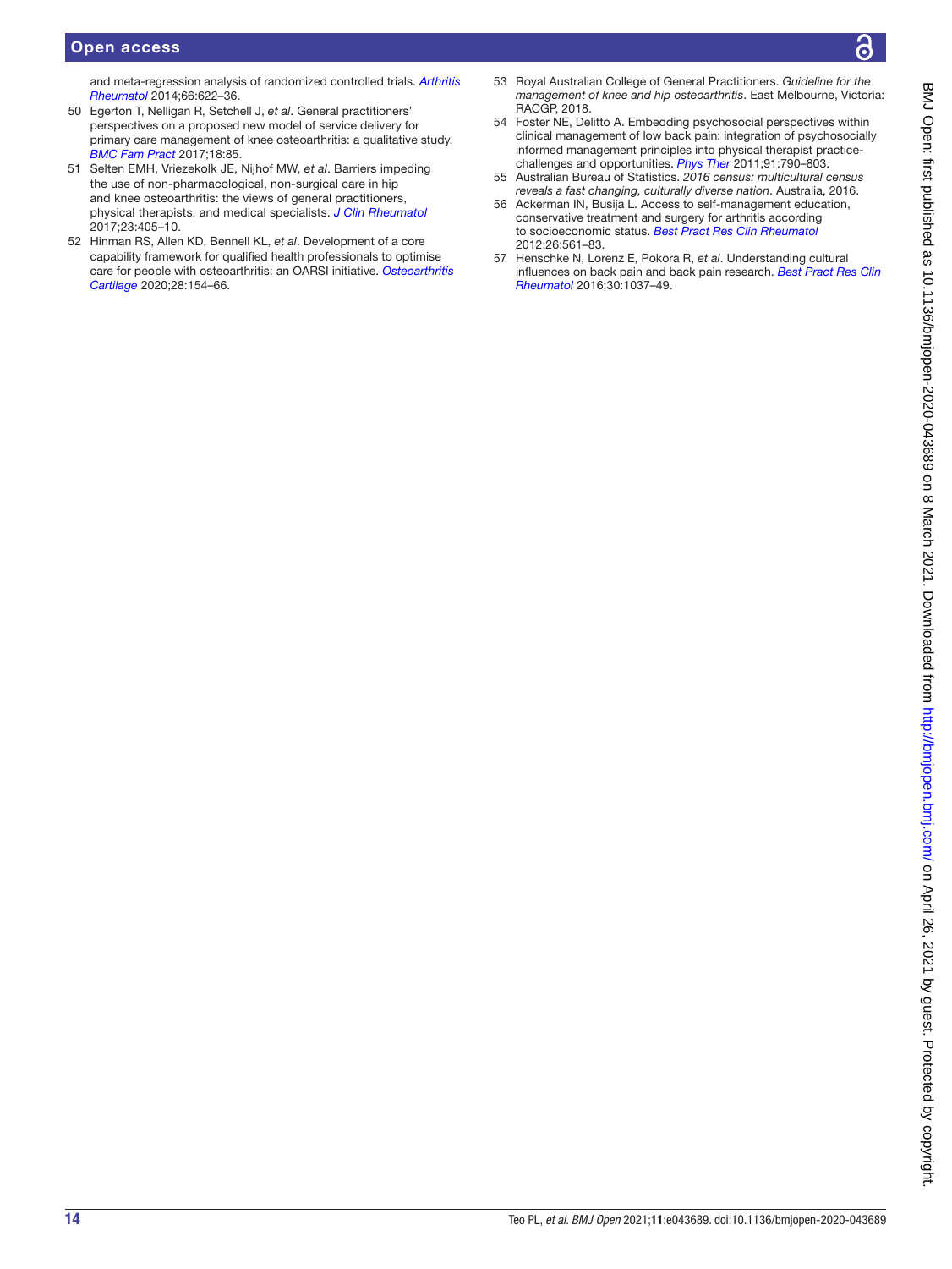and meta-regression analysis of randomized controlled trials. *Arthritis Rheumatol* 2014;66:622–36.

50 Egerton T, Nelligan R, Setchell J, *et al*. General practitioners' perspectives on a proposed new model of service delivery for primary care management of knee osteoarthritis: a qualitative study. *BMC Fam Pract* 2017;18:85.

51 Selten EMH, Vriezekolk JE, Nijhof MW, *et al*. Barriers impeding the use of non-pharmacological, non-surgical care in hip and knee osteoarthritis: the views of general practitioners, physical therapists, and medical specialists. *J Clin Rheumatol* 2017;23:405–10.

52 Hinman RS, Allen KD, Bennell KL, *et al*. Development of a core capability framework for qualified health professionals to optimise care for people with osteoarthritis: an OARSI initiative. *Osteoarthritis Cartilage* 2020;28:154–66.

53 Royal Australian College of General Practitioners. *Guideline for the management of knee and hip osteoarthritis*. East Melbourne, Victoria: RACGP, 2018.

54 Foster NE, Delitto A. Embedding psychosocial perspectives within clinical management of low back pain: integration of psychosocially informed management principles into physical therapist practice-challenges and opportunities. *Phys Ther* 2011;91:790–803.

55 Australian Bureau of Statistics. *2016 census: multicultural census reveals a fast changing, culturally diverse nation*. Australia, 2016.

56 Ackerman IN, Busija L. Access to self-management education, conservative treatment and surgery for arthritis according to socioeconomic status. *Best Pract Res Clin Rheumatol* 2012;26:561–83.

57 Henschke N, Lorenz E, Pokora R, *et al*. Understanding cultural influences on back pain and back pain research. *Best Pract Res Clin Rheumatol* 2016;30:1037–49.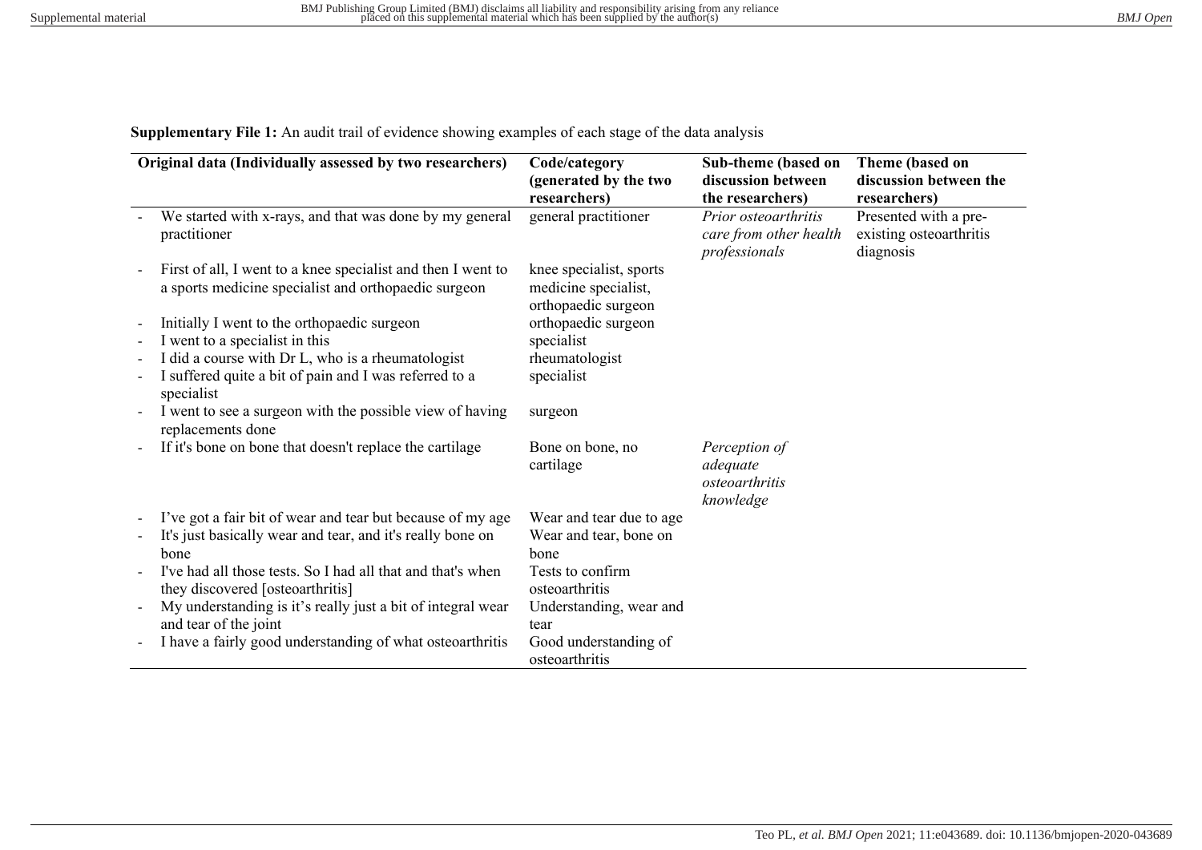**Supplementary File 1:** An audit trail of evidence showing examples of each stage of the data analysis

| Original data (Individually assessed by two researchers) | Code/category (generated by the two researchers) | Sub-theme (based on discussion between the researchers) | Theme (based on discussion between the researchers) |
|---|---|---|---|
| - We started with x-rays, and that was done by my general practitioner | general practitioner | *Prior osteoarthritis care from other health professionals* | Presented with a pre-existing osteoarthritis diagnosis |
| - First of all, I went to a knee specialist and then I went to a sports medicine specialist and orthopaedic surgeon | knee specialist, sports medicine specialist, orthopaedic surgeon | | |
| - Initially I went to the orthopaedic surgeon | orthopaedic surgeon | | |
| - I went to a specialist in this | specialist | | |
| - I did a course with Dr L, who is a rheumatologist | rheumatologist | | |
| - I suffered quite a bit of pain and I was referred to a specialist | specialist | | |
| - I went to see a surgeon with the possible view of having replacements done | surgeon | | |
| - If it's bone on bone that doesn't replace the cartilage | Bone on bone, no cartilage | *Perception of adequate osteoarthritis knowledge* | |
| - I've got a fair bit of wear and tear but because of my age | Wear and tear due to age | | |
| - It's just basically wear and tear, and it's really bone on bone | Wear and tear, bone on bone | | |
| - I've had all those tests. So I had all that and that's when they discovered [osteoarthritis] | Tests to confirm osteoarthritis | | |
| - My understanding is it's really just a bit of integral wear and tear of the joint | Understanding, wear and tear | | |
| - I have a fairly good understanding of what osteoarthritis | Good understanding of osteoarthritis | | |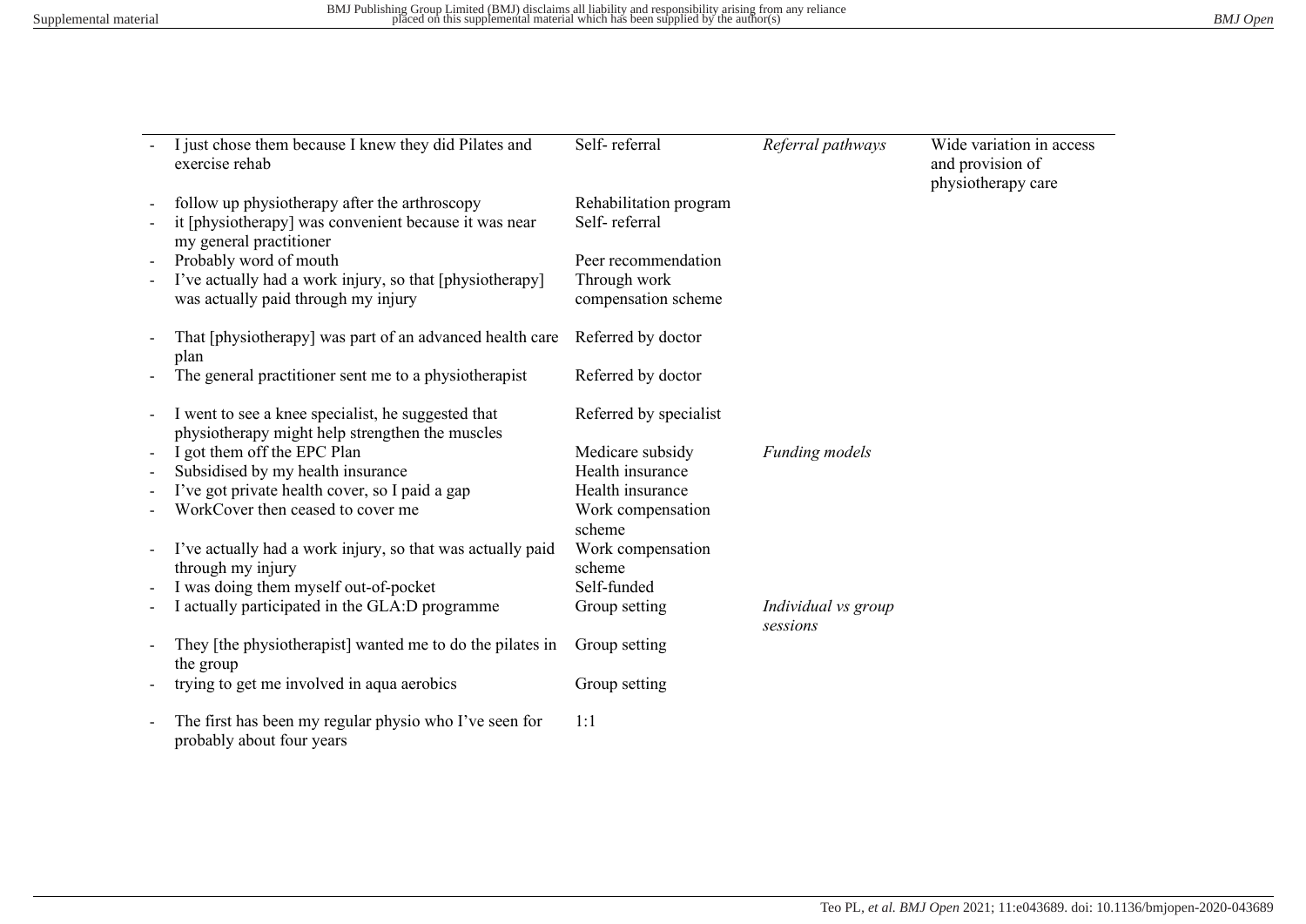| | | | |
|---|---|---|---|
| - I just chose them because I knew they did Pilates and exercise rehab | Self- referral | *Referral pathways* | Wide variation in access and provision of physiotherapy care |
| - follow up physiotherapy after the arthroscopy | Rehabilitation program | | |
| - it [physiotherapy] was convenient because it was near my general practitioner | Self- referral | | |
| - Probably word of mouth | Peer recommendation | | |
| - I've actually had a work injury, so that [physiotherapy] was actually paid through my injury | Through work compensation scheme | | |
| - That [physiotherapy] was part of an advanced health care plan | Referred by doctor | | |
| - The general practitioner sent me to a physiotherapist | Referred by doctor | | |
| - I went to see a knee specialist, he suggested that physiotherapy might help strengthen the muscles | Referred by specialist | | |
| - I got them off the EPC Plan | Medicare subsidy | *Funding models* | |
| - Subsidised by my health insurance | Health insurance | | |
| - I've got private health cover, so I paid a gap | Health insurance | | |
| - WorkCover then ceased to cover me | Work compensation scheme | | |
| - I've actually had a work injury, so that was actually paid through my injury | Work compensation scheme | | |
| - I was doing them myself out-of-pocket | Self-funded | | |
| - I actually participated in the GLA:D programme | Group setting | *Individual vs group sessions* | |
| - They [the physiotherapist] wanted me to do the pilates in the group | Group setting | | |
| - trying to get me involved in aqua aerobics | Group setting | | |
| - The first has been my regular physio who I've seen for probably about four years | 1:1 | | |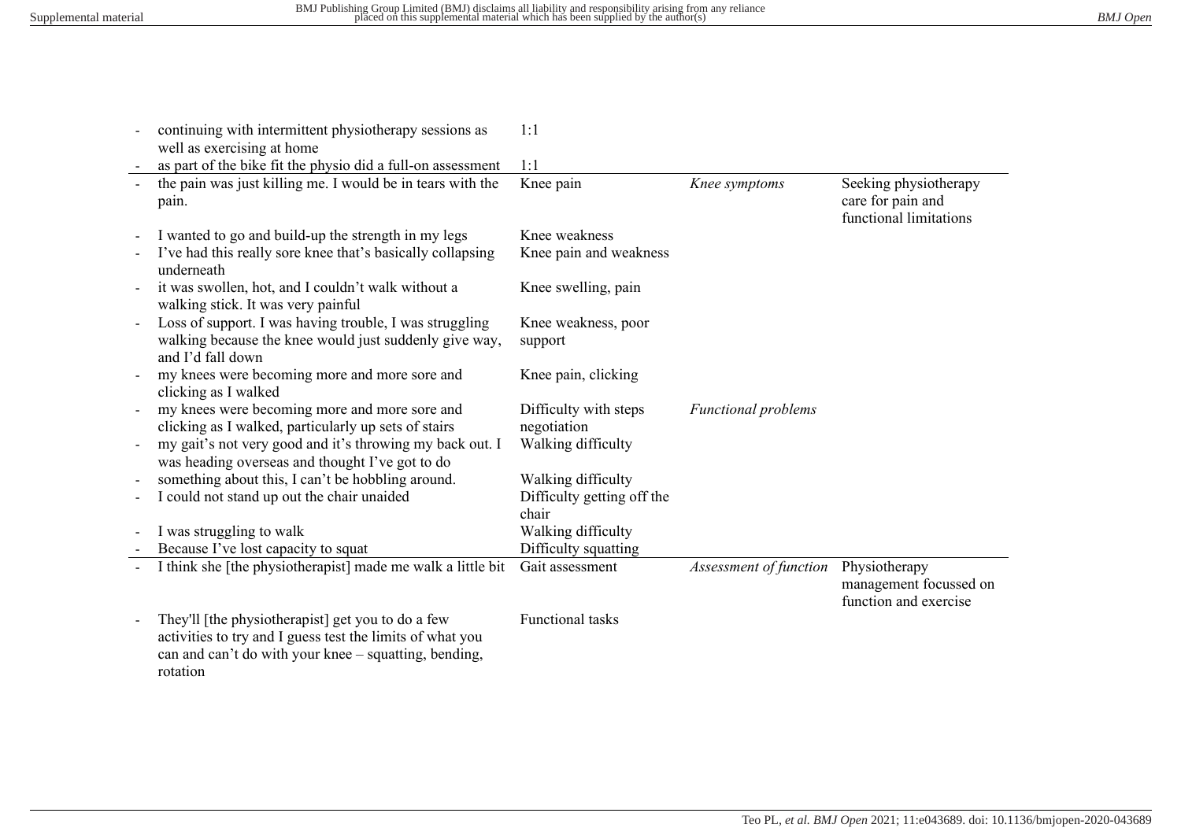| | | | |
|---|---|---|---|
| - continuing with intermittent physiotherapy sessions as well as exercising at home | 1:1 | | |
| - as part of the bike fit the physio did a full-on assessment | 1:1 | | |
| - the pain was just killing me. I would be in tears with the pain. | Knee pain | *Knee symptoms* | Seeking physiotherapy care for pain and functional limitations |
| - I wanted to go and build-up the strength in my legs | Knee weakness | | |
| - I've had this really sore knee that's basically collapsing underneath | Knee pain and weakness | | |
| - it was swollen, hot, and I couldn't walk without a walking stick. It was very painful | Knee swelling, pain | | |
| - Loss of support. I was having trouble, I was struggling walking because the knee would just suddenly give way, and I'd fall down | Knee weakness, poor support | | |
| - my knees were becoming more and more sore and clicking as I walked | Knee pain, clicking | | |
| - my knees were becoming more and more sore and clicking as I walked, particularly up sets of stairs | Difficulty with steps negotiation | *Functional problems* | |
| - my gait's not very good and it's throwing my back out. I was heading overseas and thought I've got to do | Walking difficulty | | |
| - something about this, I can't be hobbling around. | Walking difficulty | | |
| - I could not stand up out the chair unaided | Difficulty getting off the chair | | |
| - I was struggling to walk | Walking difficulty | | |
| - Because I've lost capacity to squat | Difficulty squatting | | |
| - I think she [the physiotherapist] made me walk a little bit | Gait assessment | *Assessment of function* | Physiotherapy management focussed on function and exercise |
| - They'll [the physiotherapist] get you to do a few activities to try and I guess test the limits of what you can and can't do with your knee – squatting, bending, rotation | Functional tasks | | |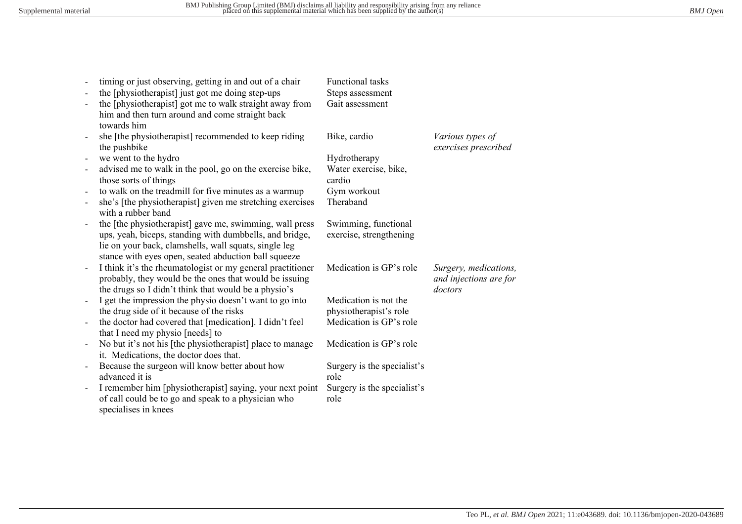| | | |
|---|---|---|
| - timing or just observing, getting in and out of a chair | Functional tasks | |
| - the [physiotherapist] just got me doing step-ups | Steps assessment | |
| - the [physiotherapist] got me to walk straight away from him and then turn around and come straight back towards him | Gait assessment | |
| - she [the physiotherapist] recommended to keep riding the pushbike | Bike, cardio | *Various types of exercises prescribed* |
| - we went to the hydro | Hydrotherapy | |
| - advised me to walk in the pool, go on the exercise bike, those sorts of things | Water exercise, bike, cardio | |
| - to walk on the treadmill for five minutes as a warmup | Gym workout | |
| - she's [the physiotherapist] given me stretching exercises with a rubber band | Theraband | |
| - the [the physiotherapist] gave me, swimming, wall press ups, yeah, biceps, standing with dumbbells, and bridge, lie on your back, clamshells, wall squats, single leg stance with eyes open, seated abduction ball squeeze | Swimming, functional exercise, strengthening | |
| - I think it's the rheumatologist or my general practitioner probably, they would be the ones that would be issuing the drugs so I didn't think that would be a physio's | Medication is GP's role | *Surgery, medications, and injections are for doctors* |
| - I get the impression the physio doesn't want to go into the drug side of it because of the risks | Medication is not the physiotherapist's role | |
| - the doctor had covered that [medication]. I didn't feel that I need my physio [needs] to | Medication is GP's role | |
| - No but it's not his [the physiotherapist] place to manage it. Medications, the doctor does that. | Medication is GP's role | |
| - Because the surgeon will know better about how advanced it is | Surgery is the specialist's role | |
| - I remember him [physiotherapist] saying, your next point of call could be to go and speak to a physician who specialises in knees | Surgery is the specialist's role | |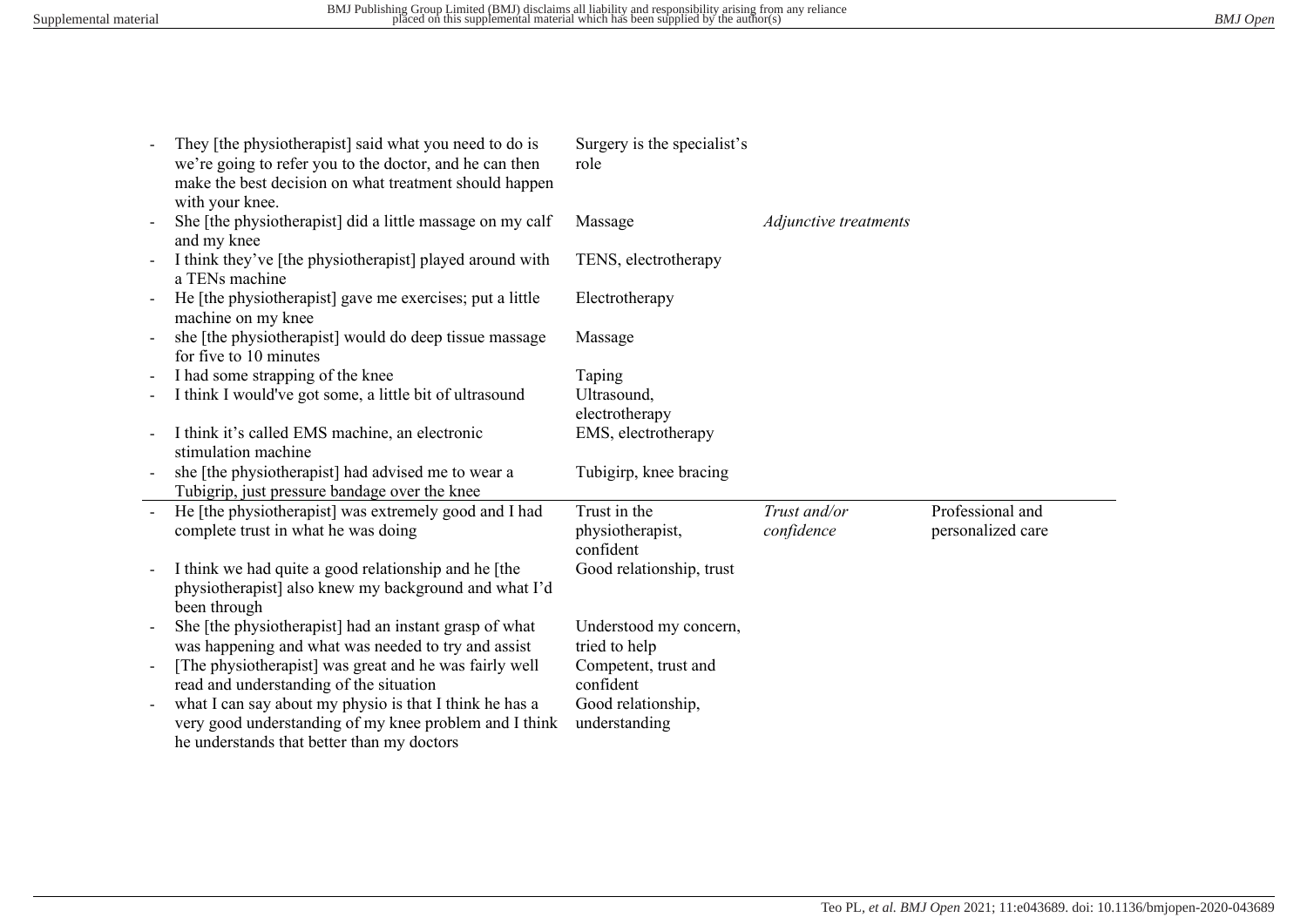| | | | |
|---|---|---|---|
| - They [the physiotherapist] said what you need to do is we're going to refer you to the doctor, and he can then make the best decision on what treatment should happen with your knee. | Surgery is the specialist's role | | |
| - She [the physiotherapist] did a little massage on my calf and my knee | Massage | *Adjunctive treatments* | |
| - I think they've [the physiotherapist] played around with a TENs machine | TENS, electrotherapy | | |
| - He [the physiotherapist] gave me exercises; put a little machine on my knee | Electrotherapy | | |
| - she [the physiotherapist] would do deep tissue massage for five to 10 minutes | Massage | | |
| - I had some strapping of the knee | Taping | | |
| - I think I would've got some, a little bit of ultrasound | Ultrasound, electrotherapy | | |
| - I think it's called EMS machine, an electronic stimulation machine | EMS, electrotherapy | | |
| - she [the physiotherapist] had advised me to wear a Tubigrip, just pressure bandage over the knee | Tubigirp, knee bracing | | |
| - He [the physiotherapist] was extremely good and I had complete trust in what he was doing | Trust in the physiotherapist, confident | *Trust and/or confidence* | Professional and personalized care |
| - I think we had quite a good relationship and he [the physiotherapist] also knew my background and what I'd been through | Good relationship, trust | | |
| - She [the physiotherapist] had an instant grasp of what was happening and what was needed to try and assist | Understood my concern, tried to help | | |
| - [The physiotherapist] was great and he was fairly well read and understanding of the situation | Competent, trust and confident | | |
| - what I can say about my physio is that I think he has a very good understanding of my knee problem and I think he understands that better than my doctors | Good relationship, understanding | | |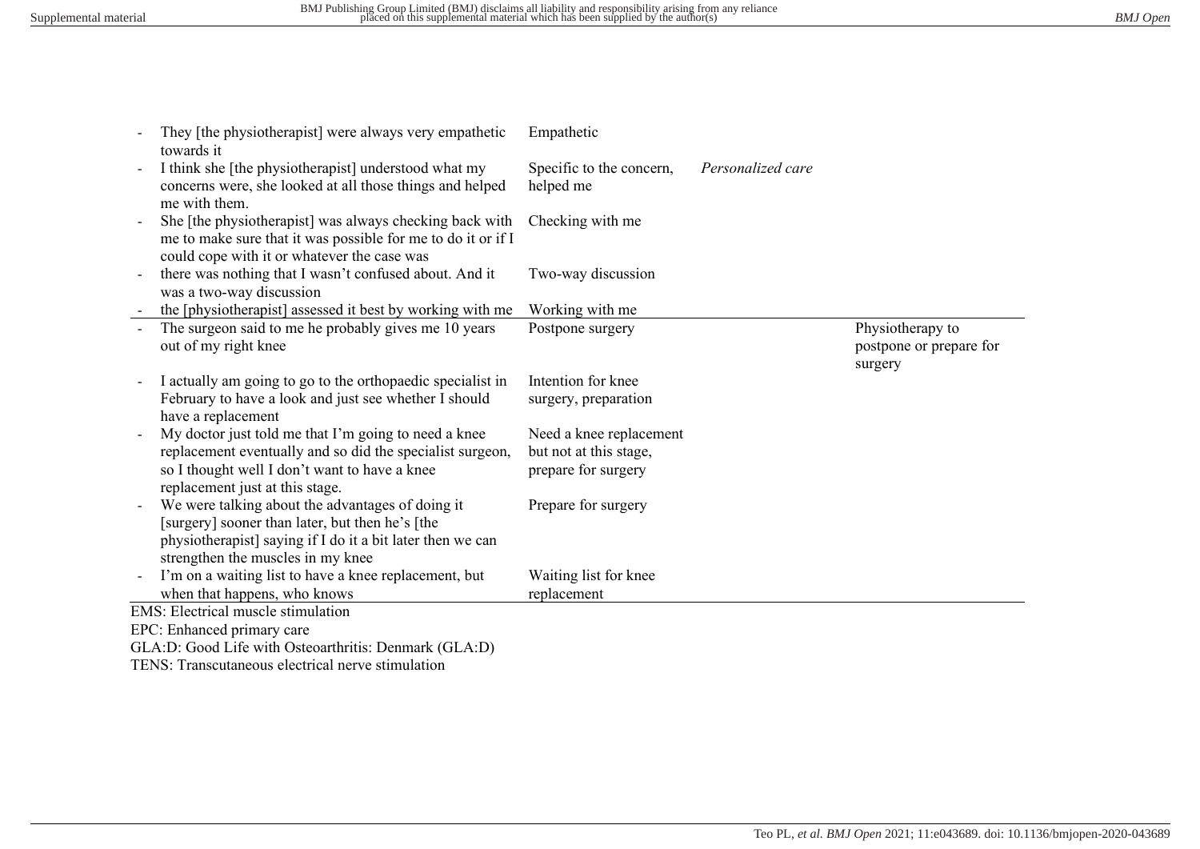| | | | |
|---|---|---|---|
| - They [the physiotherapist] were always very empathetic towards it | Empathetic | | |
| - I think she [the physiotherapist] understood what my concerns were, she looked at all those things and helped me with them. | Specific to the concern, helped me | *Personalized care* | |
| - She [the physiotherapist] was always checking back with me to make sure that it was possible for me to do it or if I could cope with it or whatever the case was | Checking with me | | |
| - there was nothing that I wasn't confused about. And it was a two-way discussion | Two-way discussion | | |
| - the [physiotherapist] assessed it best by working with me | Working with me | | |
| - The surgeon said to me he probably gives me 10 years out of my right knee | Postpone surgery | | Physiotherapy to postpone or prepare for surgery |
| - I actually am going to go to the orthopaedic specialist in February to have a look and just see whether I should have a replacement | Intention for knee surgery, preparation | | |
| - My doctor just told me that I'm going to need a knee replacement eventually and so did the specialist surgeon, so I thought well I don't want to have a knee replacement just at this stage. | Need a knee replacement but not at this stage, prepare for surgery | | |
| - We were talking about the advantages of doing it [surgery] sooner than later, but then he's [the physiotherapist] saying if I do it a bit later then we can strengthen the muscles in my knee | Prepare for surgery | | |
| - I'm on a waiting list to have a knee replacement, but when that happens, who knows | Waiting list for knee replacement | | |

EMS: Electrical muscle stimulation

EPC: Enhanced primary care

GLA:D: Good Life with Osteoarthritis: Denmark (GLA:D)

TENS: Transcutaneous electrical nerve stimulation